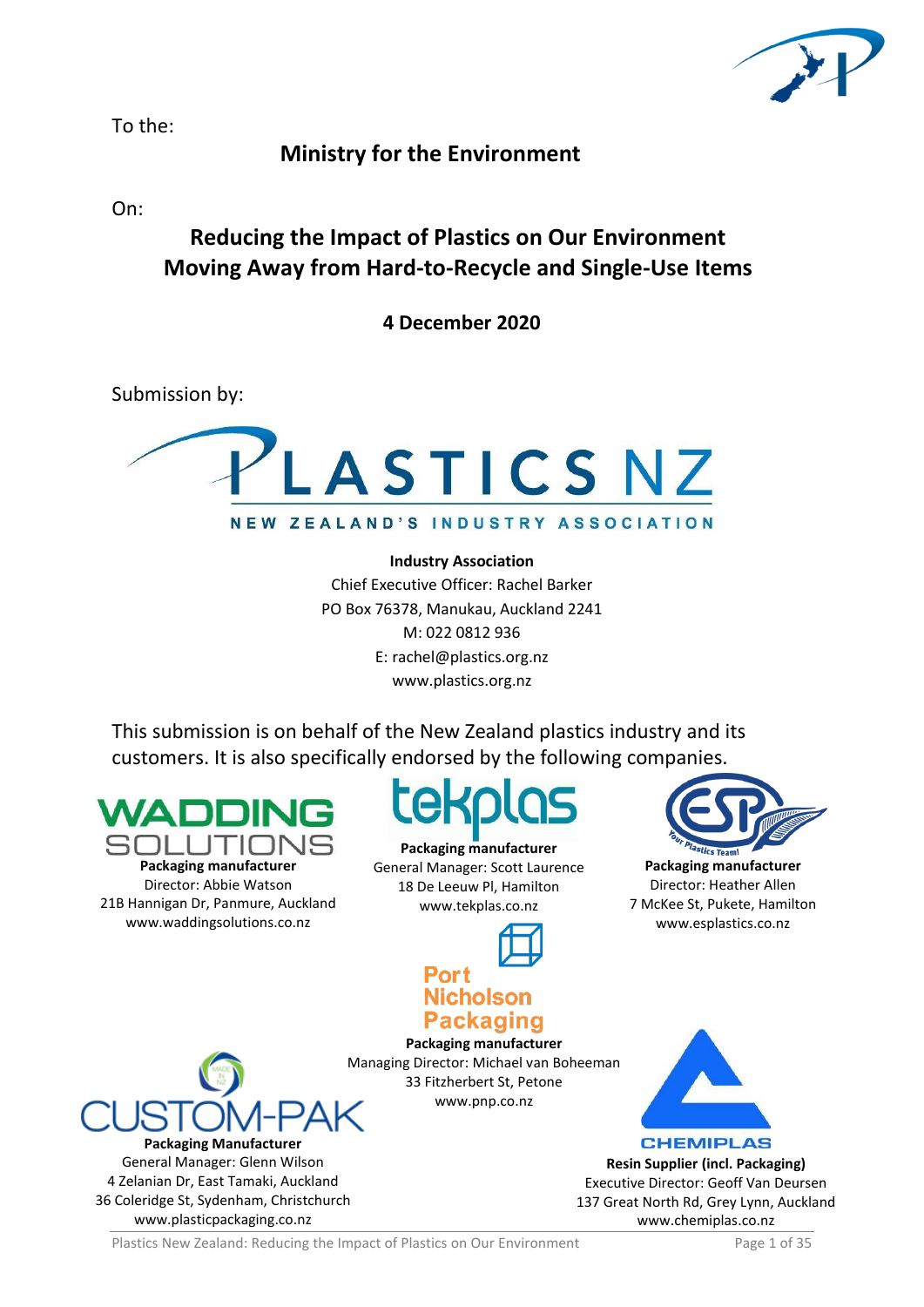To the:

## Ministry for the Environment

On:

# Reducing the Impact of Plastics on Our Environment
# Moving Away from Hard-to-Recycle and Single-Use Items

**4 December 2020**

Submission by:

PLASTICS NZ

NEW ZEALAND'S INDUSTRY ASSOCIATION

**Industry Association**
Chief Executive Officer: Rachel Barker
PO Box 76378, Manukau, Auckland 2241
M: 022 0812 936
E: rachel@plastics.org.nz
www.plastics.org.nz

This submission is on behalf of the New Zealand plastics industry and its customers. It is also specifically endorsed by the following companies.

WADDING SOLUTIONS
**Packaging manufacturer**
Director: Abbie Watson
21B Hannigan Dr, Panmure, Auckland
www.waddingsolutions.co.nz

tekplas
**Packaging manufacturer**
General Manager: Scott Laurence
18 De Leeuw Pl, Hamilton
www.tekplas.co.nz

ESP Your Plastics Team!
**Packaging manufacturer**
Director: Heather Allen
7 McKee St, Pukete, Hamilton
www.esplastics.co.nz

Port Nicholson Packaging
**Packaging manufacturer**
Managing Director: Michael van Boheeman
33 Fitzherbert St, Petone
www.pnp.co.nz

CUSTOM-PAK
**Packaging Manufacturer**
General Manager: Glenn Wilson
4 Zelanian Dr, East Tamaki, Auckland
36 Coleridge St, Sydenham, Christchurch
www.plasticpackaging.co.nz

CHEMIPLAS
**Resin Supplier (incl. Packaging)**
Executive Director: Geoff Van Deursen
137 Great North Rd, Grey Lynn, Auckland
www.chemiplas.co.nz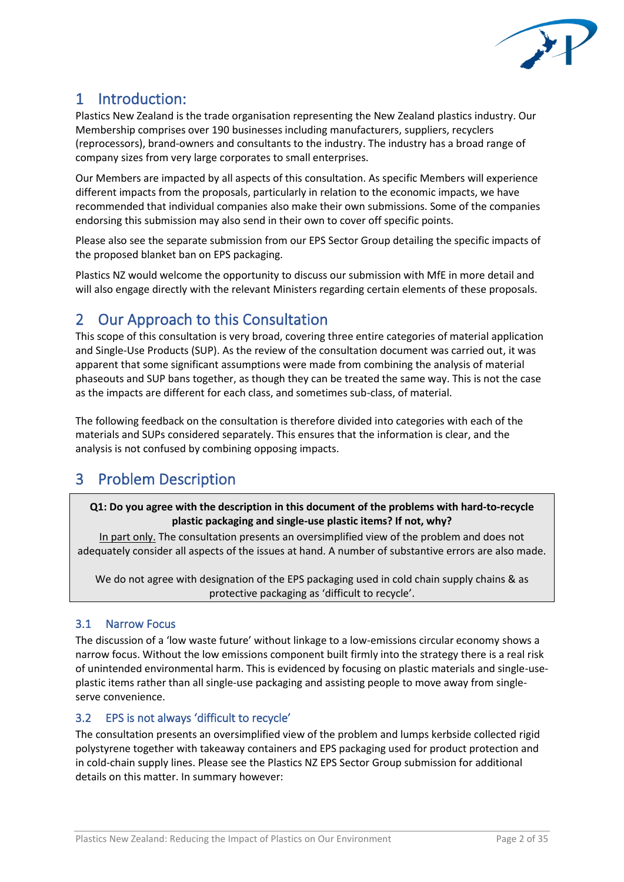# 1 Introduction:

Plastics New Zealand is the trade organisation representing the New Zealand plastics industry. Our Membership comprises over 190 businesses including manufacturers, suppliers, recyclers (reprocessors), brand-owners and consultants to the industry. The industry has a broad range of company sizes from very large corporates to small enterprises.

Our Members are impacted by all aspects of this consultation. As specific Members will experience different impacts from the proposals, particularly in relation to the economic impacts, we have recommended that individual companies also make their own submissions. Some of the companies endorsing this submission may also send in their own to cover off specific points.

Please also see the separate submission from our EPS Sector Group detailing the specific impacts of the proposed blanket ban on EPS packaging.

Plastics NZ would welcome the opportunity to discuss our submission with MfE in more detail and will also engage directly with the relevant Ministers regarding certain elements of these proposals.

# 2 Our Approach to this Consultation

This scope of this consultation is very broad, covering three entire categories of material application and Single-Use Products (SUP). As the review of the consultation document was carried out, it was apparent that some significant assumptions were made from combining the analysis of material phaseouts and SUP bans together, as though they can be treated the same way. This is not the case as the impacts are different for each class, and sometimes sub-class, of material.

The following feedback on the consultation is therefore divided into categories with each of the materials and SUPs considered separately. This ensures that the information is clear, and the analysis is not confused by combining opposing impacts.

# 3 Problem Description

> **Q1: Do you agree with the description in this document of the problems with hard-to-recycle plastic packaging and single-use plastic items? If not, why?**
>
> In part only. The consultation presents an oversimplified view of the problem and does not adequately consider all aspects of the issues at hand. A number of substantive errors are also made.
>
> We do not agree with designation of the EPS packaging used in cold chain supply chains & as protective packaging as 'difficult to recycle'.

## 3.1 Narrow Focus

The discussion of a 'low waste future' without linkage to a low-emissions circular economy shows a narrow focus. Without the low emissions component built firmly into the strategy there is a real risk of unintended environmental harm. This is evidenced by focusing on plastic materials and single-use-plastic items rather than all single-use packaging and assisting people to move away from single-serve convenience.

## 3.2 EPS is not always 'difficult to recycle'

The consultation presents an oversimplified view of the problem and lumps kerbside collected rigid polystyrene together with takeaway containers and EPS packaging used for product protection and in cold-chain supply lines. Please see the Plastics NZ EPS Sector Group submission for additional details on this matter. In summary however: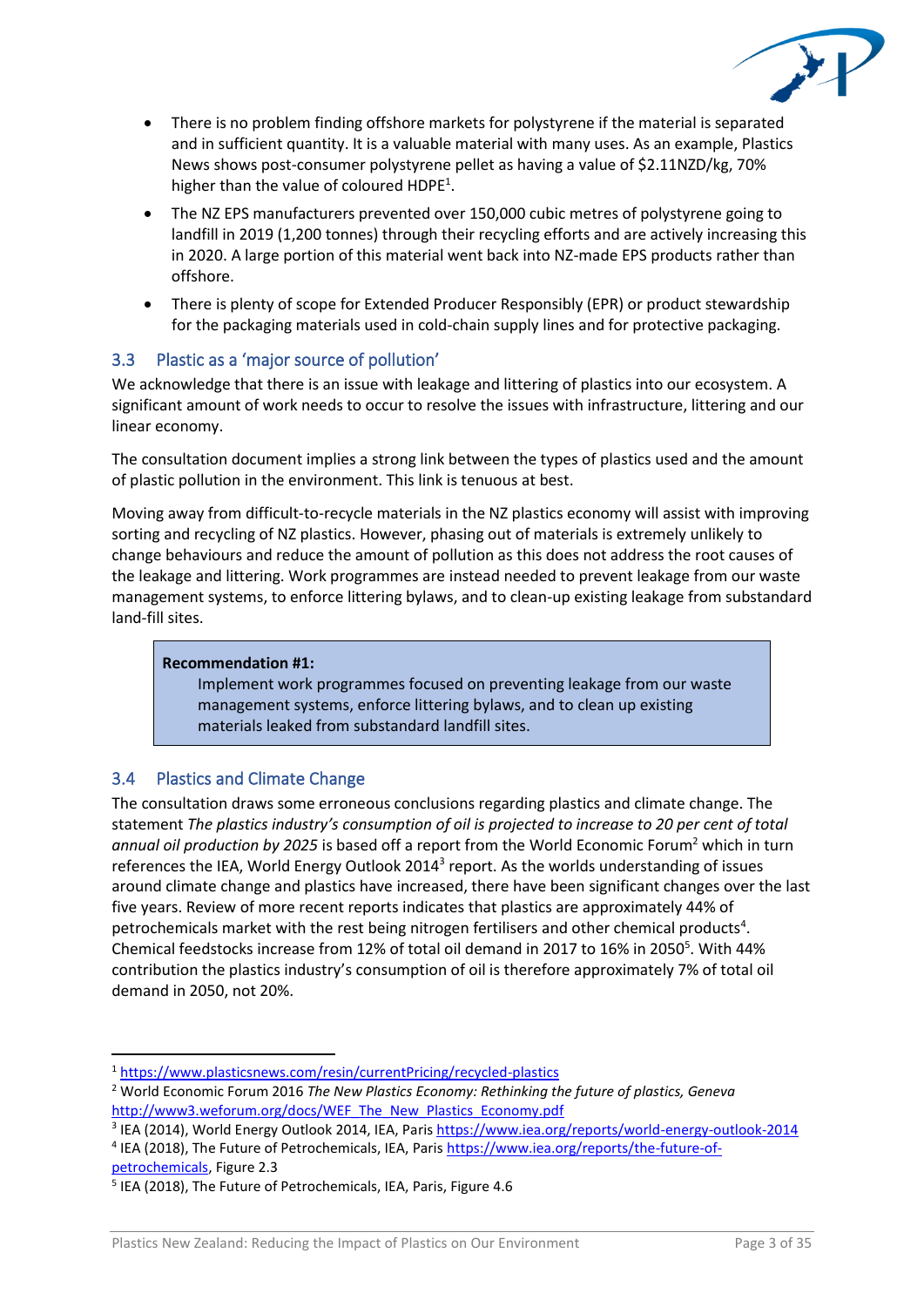- There is no problem finding offshore markets for polystyrene if the material is separated and in sufficient quantity. It is a valuable material with many uses. As an example, Plastics News shows post-consumer polystyrene pellet as having a value of $2.11NZD/kg, 70% higher than the value of coloured HDPE[1].
- The NZ EPS manufacturers prevented over 150,000 cubic metres of polystyrene going to landfill in 2019 (1,200 tonnes) through their recycling efforts and are actively increasing this in 2020. A large portion of this material went back into NZ-made EPS products rather than offshore.
- There is plenty of scope for Extended Producer Responsibly (EPR) or product stewardship for the packaging materials used in cold-chain supply lines and for protective packaging.

## 3.3 Plastic as a 'major source of pollution'

We acknowledge that there is an issue with leakage and littering of plastics into our ecosystem. A significant amount of work needs to occur to resolve the issues with infrastructure, littering and our linear economy.

The consultation document implies a strong link between the types of plastics used and the amount of plastic pollution in the environment. This link is tenuous at best.

Moving away from difficult-to-recycle materials in the NZ plastics economy will assist with improving sorting and recycling of NZ plastics. However, phasing out of materials is extremely unlikely to change behaviours and reduce the amount of pollution as this does not address the root causes of the leakage and littering. Work programmes are instead needed to prevent leakage from our waste management systems, to enforce littering bylaws, and to clean-up existing leakage from substandard land-fill sites.

> **Recommendation #1:**
> Implement work programmes focused on preventing leakage from our waste management systems, enforce littering bylaws, and to clean up existing materials leaked from substandard landfill sites.

## 3.4 Plastics and Climate Change

The consultation draws some erroneous conclusions regarding plastics and climate change. The statement *The plastics industry's consumption of oil is projected to increase to 20 per cent of total annual oil production by 2025* is based off a report from the World Economic Forum[2] which in turn references the IEA, World Energy Outlook 2014[3] report. As the worlds understanding of issues around climate change and plastics have increased, there have been significant changes over the last five years. Review of more recent reports indicates that plastics are approximately 44% of petrochemicals market with the rest being nitrogen fertilisers and other chemical products[4]. Chemical feedstocks increase from 12% of total oil demand in 2017 to 16% in 2050[5]. With 44% contribution the plastics industry's consumption of oil is therefore approximately 7% of total oil demand in 2050, not 20%.

---

[1] https://www.plasticsnews.com/resin/currentPricing/recycled-plastics

[2] World Economic Forum 2016 *The New Plastics Economy: Rethinking the future of plastics, Geneva* http://www3.weforum.org/docs/WEF_The_New_Plastics_Economy.pdf

[3] IEA (2014), World Energy Outlook 2014, IEA, Paris https://www.iea.org/reports/world-energy-outlook-2014

[4] IEA (2018), The Future of Petrochemicals, IEA, Paris https://www.iea.org/reports/the-future-of-petrochemicals, Figure 2.3

[5] IEA (2018), The Future of Petrochemicals, IEA, Paris, Figure 4.6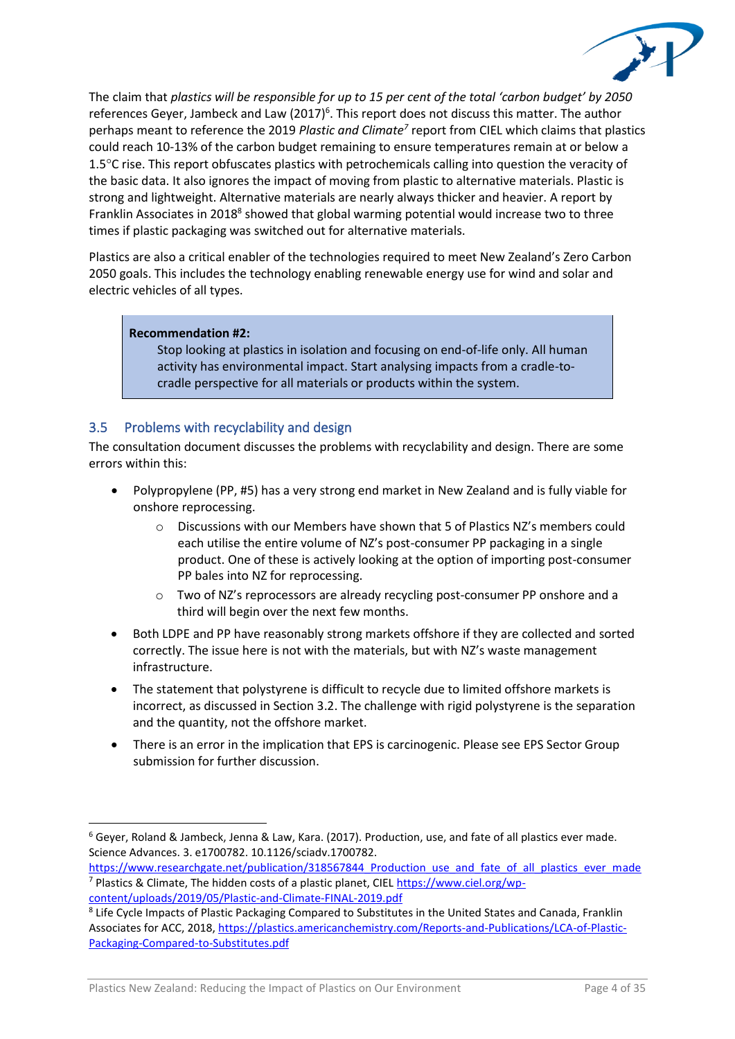The claim that *plastics will be responsible for up to 15 per cent of the total 'carbon budget' by 2050* references Geyer, Jambeck and Law (2017)[6]. This report does not discuss this matter. The author perhaps meant to reference the 2019 *Plastic and Climate*[7] report from CIEL which claims that plastics could reach 10-13% of the carbon budget remaining to ensure temperatures remain at or below a 1.5°C rise. This report obfuscates plastics with petrochemicals calling into question the veracity of the basic data. It also ignores the impact of moving from plastic to alternative materials. Plastic is strong and lightweight. Alternative materials are nearly always thicker and heavier. A report by Franklin Associates in 2018[8] showed that global warming potential would increase two to three times if plastic packaging was switched out for alternative materials.

Plastics are also a critical enabler of the technologies required to meet New Zealand's Zero Carbon 2050 goals. This includes the technology enabling renewable energy use for wind and solar and electric vehicles of all types.

> **Recommendation #2:**
>
> Stop looking at plastics in isolation and focusing on end-of-life only. All human activity has environmental impact. Start analysing impacts from a cradle-to-cradle perspective for all materials or products within the system.

## 3.5 Problems with recyclability and design

The consultation document discusses the problems with recyclability and design. There are some errors within this:

- Polypropylene (PP, #5) has a very strong end market in New Zealand and is fully viable for onshore reprocessing.
  - Discussions with our Members have shown that 5 of Plastics NZ's members could each utilise the entire volume of NZ's post-consumer PP packaging in a single product. One of these is actively looking at the option of importing post-consumer PP bales into NZ for reprocessing.
  - Two of NZ's reprocessors are already recycling post-consumer PP onshore and a third will begin over the next few months.
- Both LDPE and PP have reasonably strong markets offshore if they are collected and sorted correctly. The issue here is not with the materials, but with NZ's waste management infrastructure.
- The statement that polystyrene is difficult to recycle due to limited offshore markets is incorrect, as discussed in Section 3.2. The challenge with rigid polystyrene is the separation and the quantity, not the offshore market.
- There is an error in the implication that EPS is carcinogenic. Please see EPS Sector Group submission for further discussion.

---

[6] Geyer, Roland & Jambeck, Jenna & Law, Kara. (2017). Production, use, and fate of all plastics ever made. Science Advances. 3. e1700782. 10.1126/sciadv.1700782. https://www.researchgate.net/publication/318567844_Production_use_and_fate_of_all_plastics_ever_made

[7] Plastics & Climate, The hidden costs of a plastic planet, CIEL https://www.ciel.org/wp-content/uploads/2019/05/Plastic-and-Climate-FINAL-2019.pdf

[8] Life Cycle Impacts of Plastic Packaging Compared to Substitutes in the United States and Canada, Franklin Associates for ACC, 2018, https://plastics.americanchemistry.com/Reports-and-Publications/LCA-of-Plastic-Packaging-Compared-to-Substitutes.pdf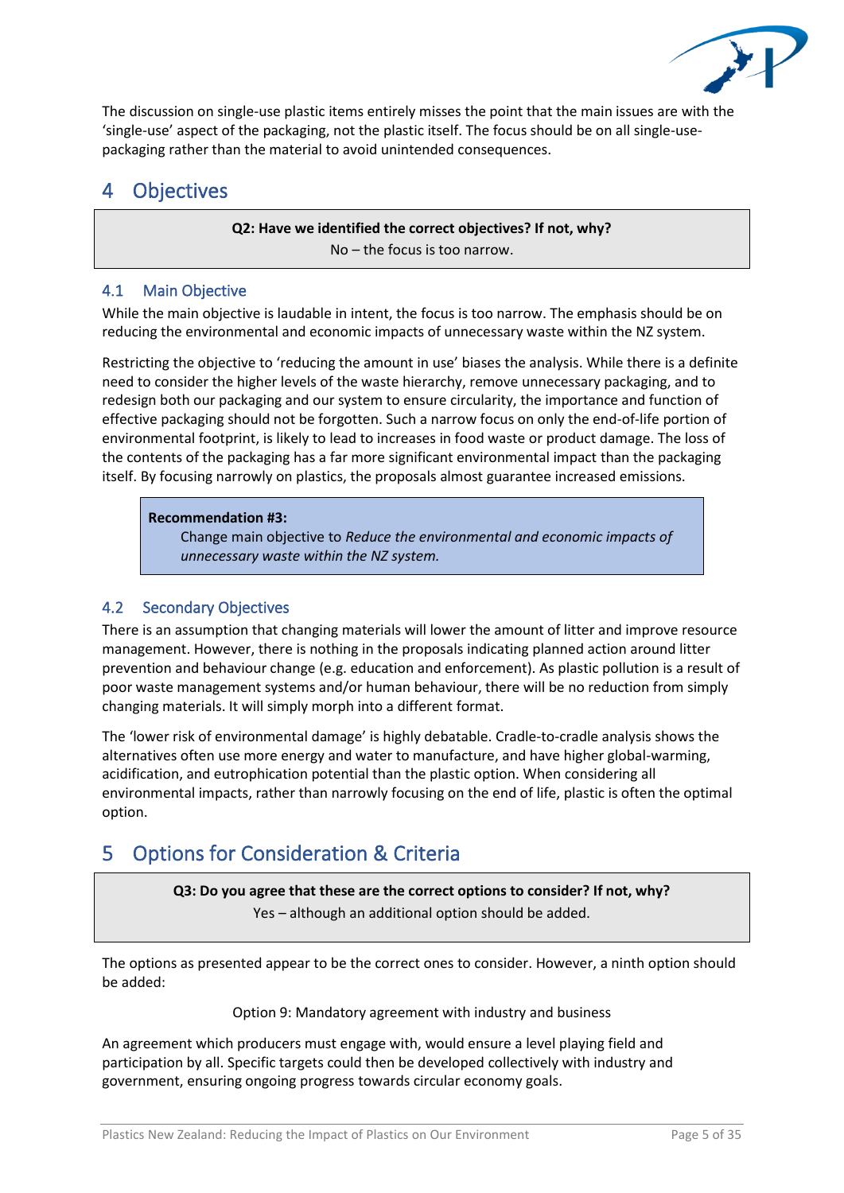The discussion on single-use plastic items entirely misses the point that the main issues are with the 'single-use' aspect of the packaging, not the plastic itself. The focus should be on all single-use-packaging rather than the material to avoid unintended consequences.

# 4 Objectives

> **Q2: Have we identified the correct objectives? If not, why?**
> No – the focus is too narrow.

## 4.1 Main Objective

While the main objective is laudable in intent, the focus is too narrow. The emphasis should be on reducing the environmental and economic impacts of unnecessary waste within the NZ system.

Restricting the objective to 'reducing the amount in use' biases the analysis. While there is a definite need to consider the higher levels of the waste hierarchy, remove unnecessary packaging, and to redesign both our packaging and our system to ensure circularity, the importance and function of effective packaging should not be forgotten. Such a narrow focus on only the end-of-life portion of environmental footprint, is likely to lead to increases in food waste or product damage. The loss of the contents of the packaging has a far more significant environmental impact than the packaging itself. By focusing narrowly on plastics, the proposals almost guarantee increased emissions.

> **Recommendation #3:**
> Change main objective to *Reduce the environmental and economic impacts of unnecessary waste within the NZ system.*

## 4.2 Secondary Objectives

There is an assumption that changing materials will lower the amount of litter and improve resource management. However, there is nothing in the proposals indicating planned action around litter prevention and behaviour change (e.g. education and enforcement). As plastic pollution is a result of poor waste management systems and/or human behaviour, there will be no reduction from simply changing materials. It will simply morph into a different format.

The 'lower risk of environmental damage' is highly debatable. Cradle-to-cradle analysis shows the alternatives often use more energy and water to manufacture, and have higher global-warming, acidification, and eutrophication potential than the plastic option. When considering all environmental impacts, rather than narrowly focusing on the end of life, plastic is often the optimal option.

# 5 Options for Consideration & Criteria

> **Q3: Do you agree that these are the correct options to consider? If not, why?**
> Yes – although an additional option should be added.

The options as presented appear to be the correct ones to consider. However, a ninth option should be added:

Option 9: Mandatory agreement with industry and business

An agreement which producers must engage with, would ensure a level playing field and participation by all. Specific targets could then be developed collectively with industry and government, ensuring ongoing progress towards circular economy goals.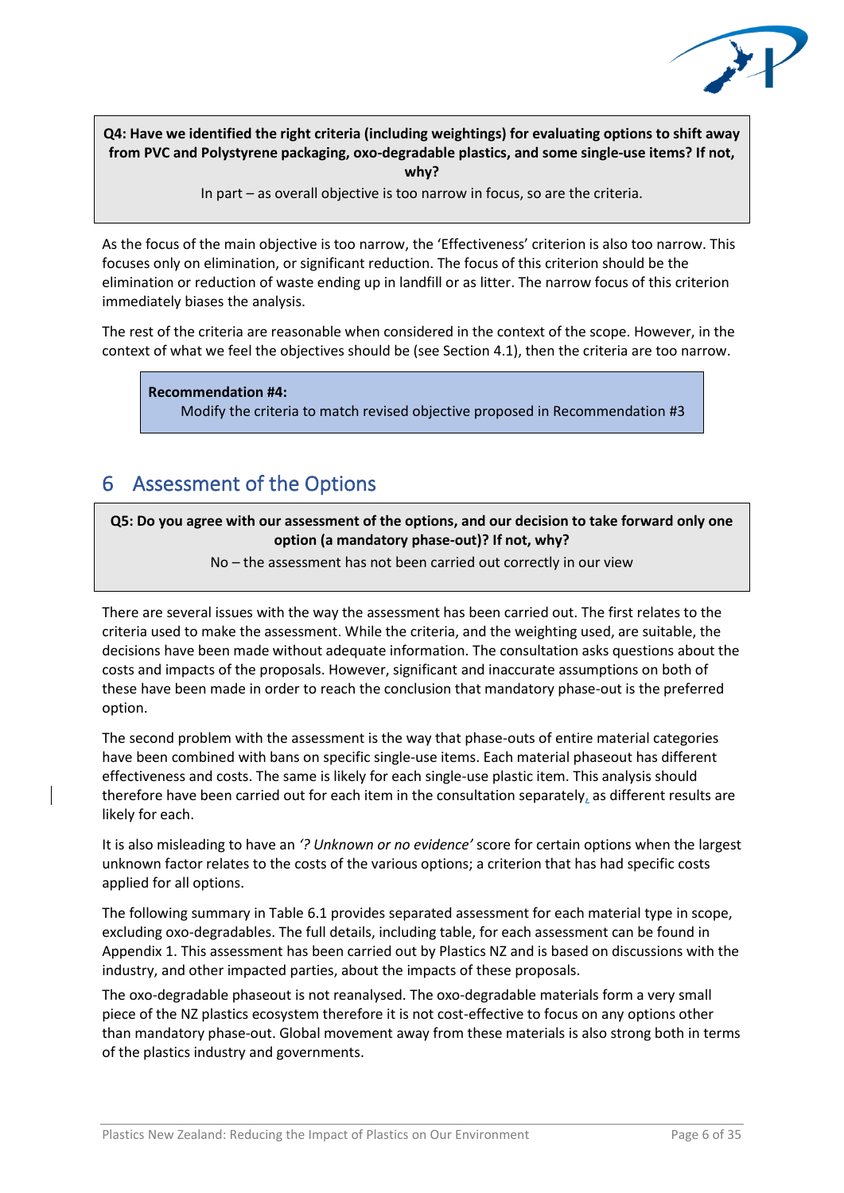**Q4: Have we identified the right criteria (including weightings) for evaluating options to shift away from PVC and Polystyrene packaging, oxo-degradable plastics, and some single-use items? If not, why?**

In part – as overall objective is too narrow in focus, so are the criteria.

As the focus of the main objective is too narrow, the 'Effectiveness' criterion is also too narrow. This focuses only on elimination, or significant reduction. The focus of this criterion should be the elimination or reduction of waste ending up in landfill or as litter. The narrow focus of this criterion immediately biases the analysis.

The rest of the criteria are reasonable when considered in the context of the scope. However, in the context of what we feel the objectives should be (see Section 4.1), then the criteria are too narrow.

**Recommendation #4:**

Modify the criteria to match revised objective proposed in Recommendation #3

# 6 Assessment of the Options

**Q5: Do you agree with our assessment of the options, and our decision to take forward only one option (a mandatory phase-out)? If not, why?**

No – the assessment has not been carried out correctly in our view

There are several issues with the way the assessment has been carried out. The first relates to the criteria used to make the assessment. While the criteria, and the weighting used, are suitable, the decisions have been made without adequate information. The consultation asks questions about the costs and impacts of the proposals. However, significant and inaccurate assumptions on both of these have been made in order to reach the conclusion that mandatory phase-out is the preferred option.

The second problem with the assessment is the way that phase-outs of entire material categories have been combined with bans on specific single-use items. Each material phaseout has different effectiveness and costs. The same is likely for each single-use plastic item. This analysis should therefore have been carried out for each item in the consultation separately, as different results are likely for each.

It is also misleading to have an *'? Unknown or no evidence'* score for certain options when the largest unknown factor relates to the costs of the various options; a criterion that has had specific costs applied for all options.

The following summary in Table 6.1 provides separated assessment for each material type in scope, excluding oxo-degradables. The full details, including table, for each assessment can be found in Appendix 1. This assessment has been carried out by Plastics NZ and is based on discussions with the industry, and other impacted parties, about the impacts of these proposals.

The oxo-degradable phaseout is not reanalysed. The oxo-degradable materials form a very small piece of the NZ plastics ecosystem therefore it is not cost-effective to focus on any options other than mandatory phase-out. Global movement away from these materials is also strong both in terms of the plastics industry and governments.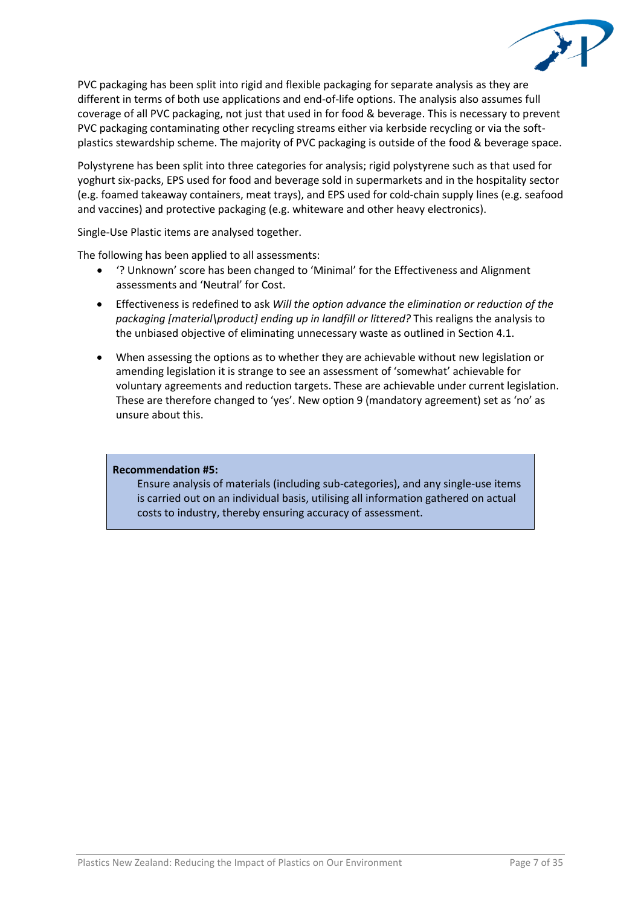PVC packaging has been split into rigid and flexible packaging for separate analysis as they are different in terms of both use applications and end-of-life options. The analysis also assumes full coverage of all PVC packaging, not just that used in for food & beverage. This is necessary to prevent PVC packaging contaminating other recycling streams either via kerbside recycling or via the soft-plastics stewardship scheme. The majority of PVC packaging is outside of the food & beverage space.

Polystyrene has been split into three categories for analysis; rigid polystyrene such as that used for yoghurt six-packs, EPS used for food and beverage sold in supermarkets and in the hospitality sector (e.g. foamed takeaway containers, meat trays), and EPS used for cold-chain supply lines (e.g. seafood and vaccines) and protective packaging (e.g. whiteware and other heavy electronics).

Single-Use Plastic items are analysed together.

The following has been applied to all assessments:

- '? Unknown' score has been changed to 'Minimal' for the Effectiveness and Alignment assessments and 'Neutral' for Cost.
- Effectiveness is redefined to ask *Will the option advance the elimination or reduction of the packaging [material\product] ending up in landfill or littered?* This realigns the analysis to the unbiased objective of eliminating unnecessary waste as outlined in Section 4.1.
- When assessing the options as to whether they are achievable without new legislation or amending legislation it is strange to see an assessment of 'somewhat' achievable for voluntary agreements and reduction targets. These are achievable under current legislation. These are therefore changed to 'yes'. New option 9 (mandatory agreement) set as 'no' as unsure about this.

> **Recommendation #5:**
>
> Ensure analysis of materials (including sub-categories), and any single-use items is carried out on an individual basis, utilising all information gathered on actual costs to industry, thereby ensuring accuracy of assessment.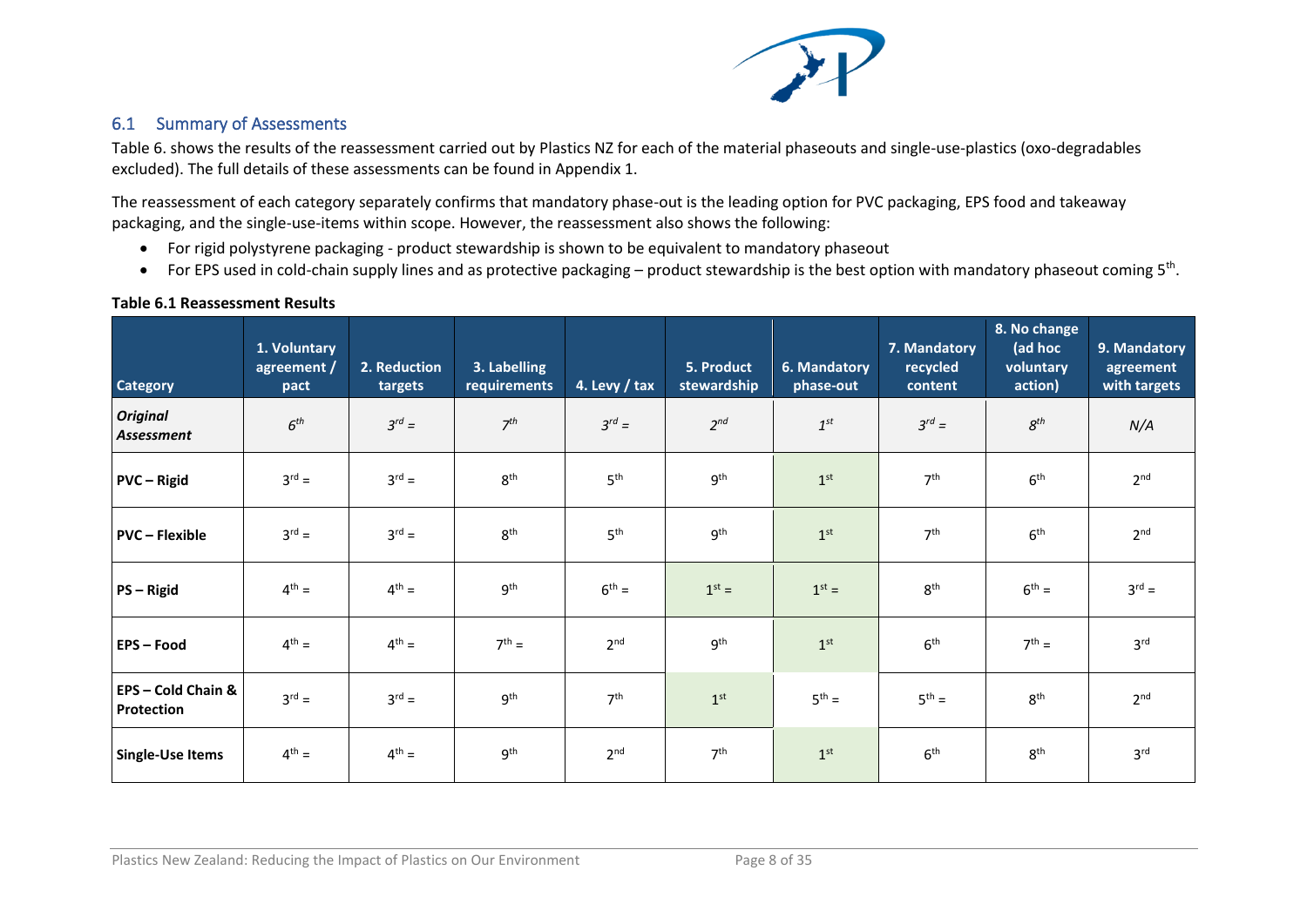## 6.1 Summary of Assessments

Table 6. shows the results of the reassessment carried out by Plastics NZ for each of the material phaseouts and single-use-plastics (oxo-degradables excluded). The full details of these assessments can be found in Appendix 1.

The reassessment of each category separately confirms that mandatory phase-out is the leading option for PVC packaging, EPS food and takeaway packaging, and the single-use-items within scope. However, the reassessment also shows the following:

- For rigid polystyrene packaging - product stewardship is shown to be equivalent to mandatory phaseout
- For EPS used in cold-chain supply lines and as protective packaging – product stewardship is the best option with mandatory phaseout coming 5th.

**Table 6.1 Reassessment Results**

| Category | 1. Voluntary agreement / pact | 2. Reduction targets | 3. Labelling requirements | 4. Levy / tax | 5. Product stewardship | 6. Mandatory phase-out | 7. Mandatory recycled content | 8. No change (ad hoc voluntary action) | 9. Mandatory agreement with targets |
|---|---|---|---|---|---|---|---|---|---|
| ***Original Assessment*** | *6th* | *3rd =* | *7th* | *3rd =* | *2nd* | *1st* | *3rd =* | *8th* | *N/A* |
| **PVC – Rigid** | 3rd = | 3rd = | 8th | 5th | 9th | 1st | 7th | 6th | 2nd |
| **PVC – Flexible** | 3rd = | 3rd = | 8th | 5th | 9th | 1st | 7th | 6th | 2nd |
| **PS – Rigid** | 4th = | 4th = | 9th | 6th = | 1st = | 1st = | 8th | 6th = | 3rd = |
| **EPS – Food** | 4th = | 4th = | 7th = | 2nd | 9th | 1st | 6th | 7th = | 3rd |
| **EPS – Cold Chain & Protection** | 3rd = | 3rd = | 9th | 7th | 1st | 5th = | 5th = | 8th | 2nd |
| **Single-Use Items** | 4th = | 4th = | 9th | 2nd | 7th | 1st | 6th | 8th | 3rd |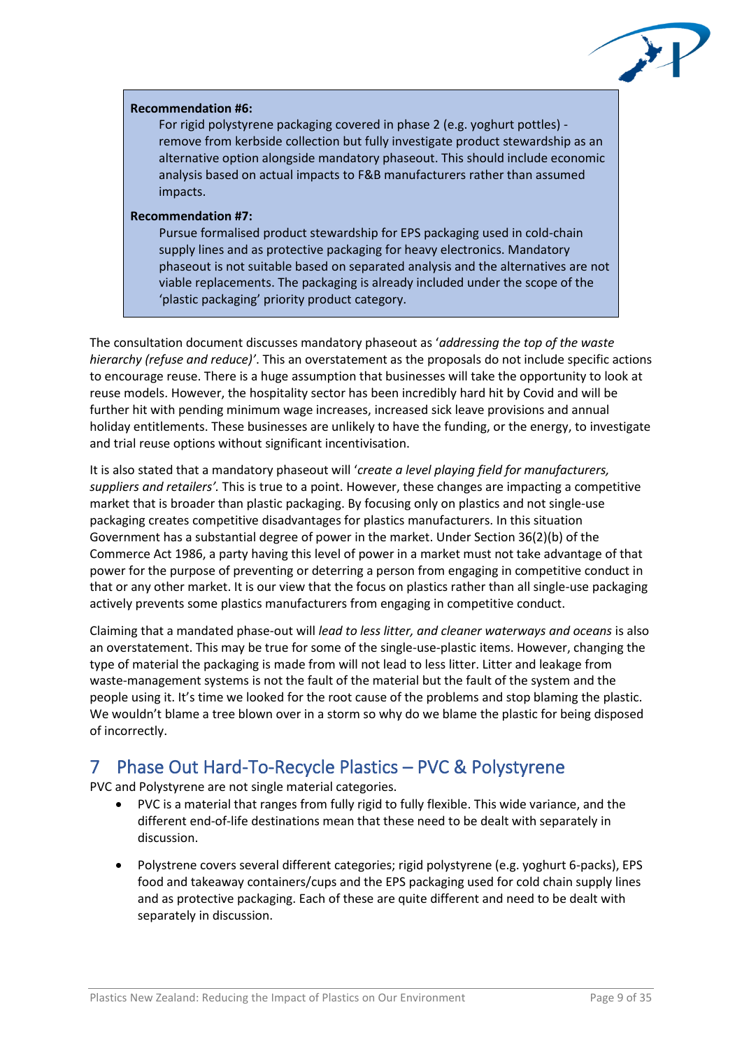> **Recommendation #6:**
>
> For rigid polystyrene packaging covered in phase 2 (e.g. yoghurt pottles) - remove from kerbside collection but fully investigate product stewardship as an alternative option alongside mandatory phaseout. This should include economic analysis based on actual impacts to F&B manufacturers rather than assumed impacts.
>
> **Recommendation #7:**
>
> Pursue formalised product stewardship for EPS packaging used in cold-chain supply lines and as protective packaging for heavy electronics. Mandatory phaseout is not suitable based on separated analysis and the alternatives are not viable replacements. The packaging is already included under the scope of the 'plastic packaging' priority product category.

The consultation document discusses mandatory phaseout as '*addressing the top of the waste hierarchy (refuse and reduce)*'. This an overstatement as the proposals do not include specific actions to encourage reuse. There is a huge assumption that businesses will take the opportunity to look at reuse models. However, the hospitality sector has been incredibly hard hit by Covid and will be further hit with pending minimum wage increases, increased sick leave provisions and annual holiday entitlements. These businesses are unlikely to have the funding, or the energy, to investigate and trial reuse options without significant incentivisation.

It is also stated that a mandatory phaseout will '*create a level playing field for manufacturers, suppliers and retailers'*. This is true to a point. However, these changes are impacting a competitive market that is broader than plastic packaging. By focusing only on plastics and not single-use packaging creates competitive disadvantages for plastics manufacturers. In this situation Government has a substantial degree of power in the market. Under Section 36(2)(b) of the Commerce Act 1986, a party having this level of power in a market must not take advantage of that power for the purpose of preventing or deterring a person from engaging in competitive conduct in that or any other market. It is our view that the focus on plastics rather than all single-use packaging actively prevents some plastics manufacturers from engaging in competitive conduct.

Claiming that a mandated phase-out will *lead to less litter, and cleaner waterways and oceans* is also an overstatement. This may be true for some of the single-use-plastic items. However, changing the type of material the packaging is made from will not lead to less litter. Litter and leakage from waste-management systems is not the fault of the material but the fault of the system and the people using it. It's time we looked for the root cause of the problems and stop blaming the plastic. We wouldn't blame a tree blown over in a storm so why do we blame the plastic for being disposed of incorrectly.

# 7 Phase Out Hard-To-Recycle Plastics – PVC & Polystyrene

PVC and Polystyrene are not single material categories.

- PVC is a material that ranges from fully rigid to fully flexible. This wide variance, and the different end-of-life destinations mean that these need to be dealt with separately in discussion.
- Polystrene covers several different categories; rigid polystyrene (e.g. yoghurt 6-packs), EPS food and takeaway containers/cups and the EPS packaging used for cold chain supply lines and as protective packaging. Each of these are quite different and need to be dealt with separately in discussion.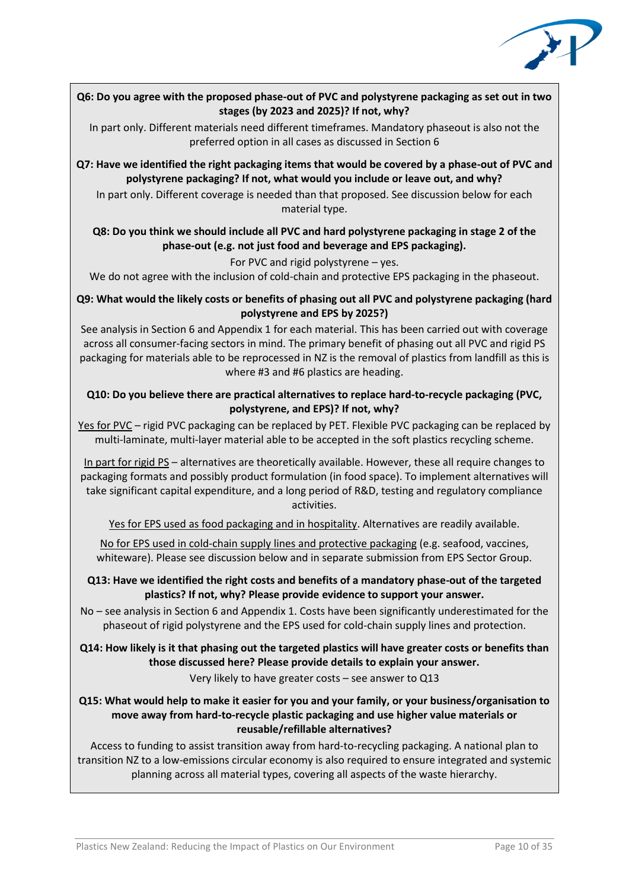**Q6: Do you agree with the proposed phase-out of PVC and polystyrene packaging as set out in two stages (by 2023 and 2025)? If not, why?**

In part only. Different materials need different timeframes. Mandatory phaseout is also not the preferred option in all cases as discussed in Section 6

**Q7: Have we identified the right packaging items that would be covered by a phase-out of PVC and polystyrene packaging? If not, what would you include or leave out, and why?**

In part only. Different coverage is needed than that proposed. See discussion below for each material type.

**Q8: Do you think we should include all PVC and hard polystyrene packaging in stage 2 of the phase-out (e.g. not just food and beverage and EPS packaging).**

For PVC and rigid polystyrene – yes.

We do not agree with the inclusion of cold-chain and protective EPS packaging in the phaseout.

**Q9: What would the likely costs or benefits of phasing out all PVC and polystyrene packaging (hard polystyrene and EPS by 2025?)**

See analysis in Section 6 and Appendix 1 for each material. This has been carried out with coverage across all consumer-facing sectors in mind. The primary benefit of phasing out all PVC and rigid PS packaging for materials able to be reprocessed in NZ is the removal of plastics from landfill as this is where #3 and #6 plastics are heading.

**Q10: Do you believe there are practical alternatives to replace hard-to-recycle packaging (PVC, polystyrene, and EPS)? If not, why?**

<u>Yes for PVC</u> – rigid PVC packaging can be replaced by PET. Flexible PVC packaging can be replaced by multi-laminate, multi-layer material able to be accepted in the soft plastics recycling scheme.

<u>In part for rigid PS</u> – alternatives are theoretically available. However, these all require changes to packaging formats and possibly product formulation (in food space). To implement alternatives will take significant capital expenditure, and a long period of R&D, testing and regulatory compliance activities.

<u>Yes for EPS used as food packaging and in hospitality</u>. Alternatives are readily available.

<u>No for EPS used in cold-chain supply lines and protective packaging</u> (e.g. seafood, vaccines, whiteware). Please see discussion below and in separate submission from EPS Sector Group.

**Q13: Have we identified the right costs and benefits of a mandatory phase-out of the targeted plastics? If not, why? Please provide evidence to support your answer.**

No – see analysis in Section 6 and Appendix 1. Costs have been significantly underestimated for the phaseout of rigid polystyrene and the EPS used for cold-chain supply lines and protection.

**Q14: How likely is it that phasing out the targeted plastics will have greater costs or benefits than those discussed here? Please provide details to explain your answer.**

Very likely to have greater costs – see answer to Q13

**Q15: What would help to make it easier for you and your family, or your business/organisation to move away from hard-to-recycle plastic packaging and use higher value materials or reusable/refillable alternatives?**

Access to funding to assist transition away from hard-to-recycling packaging. A national plan to transition NZ to a low-emissions circular economy is also required to ensure integrated and systemic planning across all material types, covering all aspects of the waste hierarchy.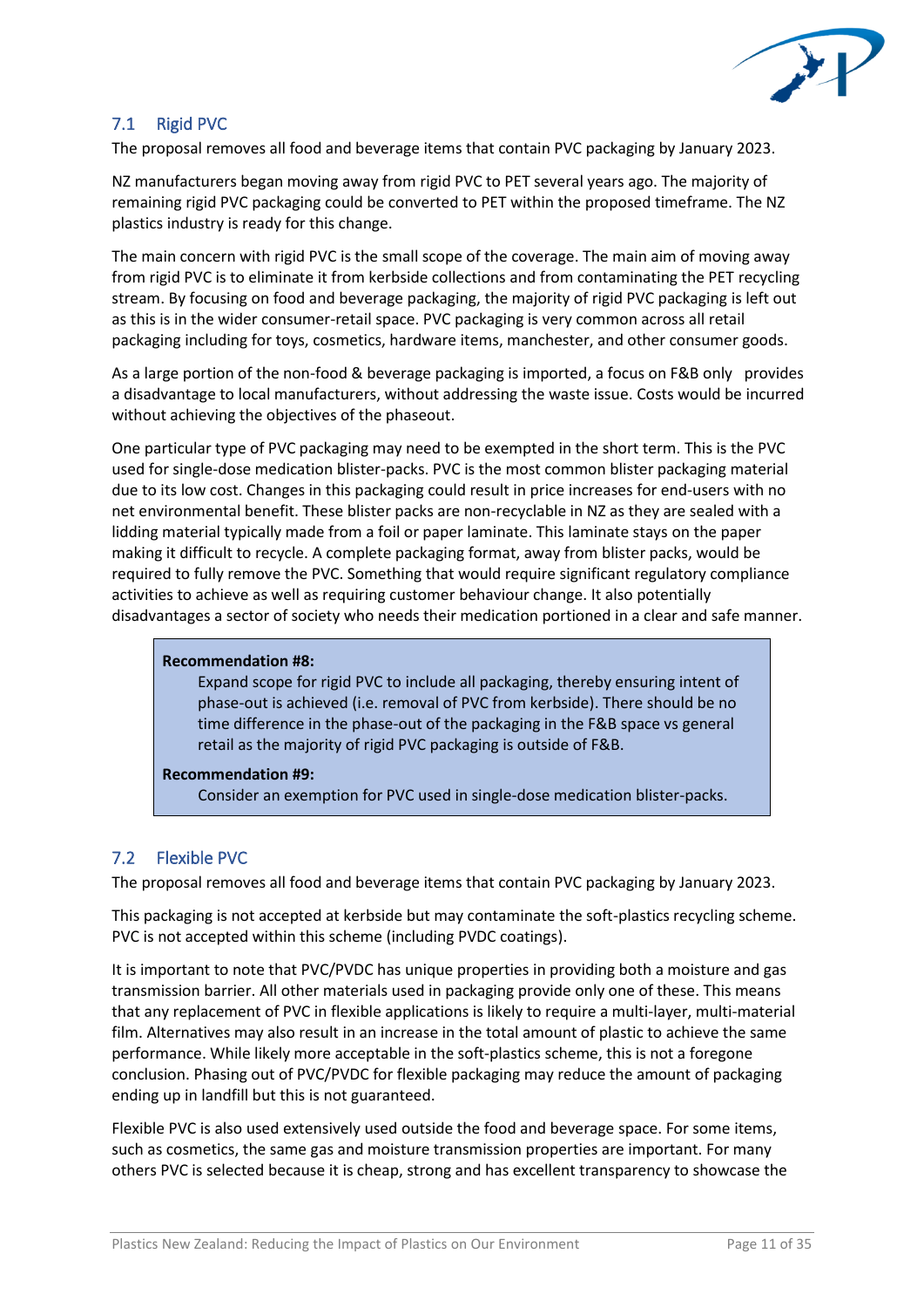## 7.1 Rigid PVC

The proposal removes all food and beverage items that contain PVC packaging by January 2023.

NZ manufacturers began moving away from rigid PVC to PET several years ago. The majority of remaining rigid PVC packaging could be converted to PET within the proposed timeframe. The NZ plastics industry is ready for this change.

The main concern with rigid PVC is the small scope of the coverage. The main aim of moving away from rigid PVC is to eliminate it from kerbside collections and from contaminating the PET recycling stream. By focusing on food and beverage packaging, the majority of rigid PVC packaging is left out as this is in the wider consumer-retail space. PVC packaging is very common across all retail packaging including for toys, cosmetics, hardware items, manchester, and other consumer goods.

As a large portion of the non-food & beverage packaging is imported, a focus on F&B only provides a disadvantage to local manufacturers, without addressing the waste issue. Costs would be incurred without achieving the objectives of the phaseout.

One particular type of PVC packaging may need to be exempted in the short term. This is the PVC used for single-dose medication blister-packs. PVC is the most common blister packaging material due to its low cost. Changes in this packaging could result in price increases for end-users with no net environmental benefit. These blister packs are non-recyclable in NZ as they are sealed with a lidding material typically made from a foil or paper laminate. This laminate stays on the paper making it difficult to recycle. A complete packaging format, away from blister packs, would be required to fully remove the PVC. Something that would require significant regulatory compliance activities to achieve as well as requiring customer behaviour change. It also potentially disadvantages a sector of society who needs their medication portioned in a clear and safe manner.

> **Recommendation #8:**
> Expand scope for rigid PVC to include all packaging, thereby ensuring intent of phase-out is achieved (i.e. removal of PVC from kerbside). There should be no time difference in the phase-out of the packaging in the F&B space vs general retail as the majority of rigid PVC packaging is outside of F&B.
>
> **Recommendation #9:**
> Consider an exemption for PVC used in single-dose medication blister-packs.

## 7.2 Flexible PVC

The proposal removes all food and beverage items that contain PVC packaging by January 2023.

This packaging is not accepted at kerbside but may contaminate the soft-plastics recycling scheme. PVC is not accepted within this scheme (including PVDC coatings).

It is important to note that PVC/PVDC has unique properties in providing both a moisture and gas transmission barrier. All other materials used in packaging provide only one of these. This means that any replacement of PVC in flexible applications is likely to require a multi-layer, multi-material film. Alternatives may also result in an increase in the total amount of plastic to achieve the same performance. While likely more acceptable in the soft-plastics scheme, this is not a foregone conclusion. Phasing out of PVC/PVDC for flexible packaging may reduce the amount of packaging ending up in landfill but this is not guaranteed.

Flexible PVC is also used extensively used outside the food and beverage space. For some items, such as cosmetics, the same gas and moisture transmission properties are important. For many others PVC is selected because it is cheap, strong and has excellent transparency to showcase the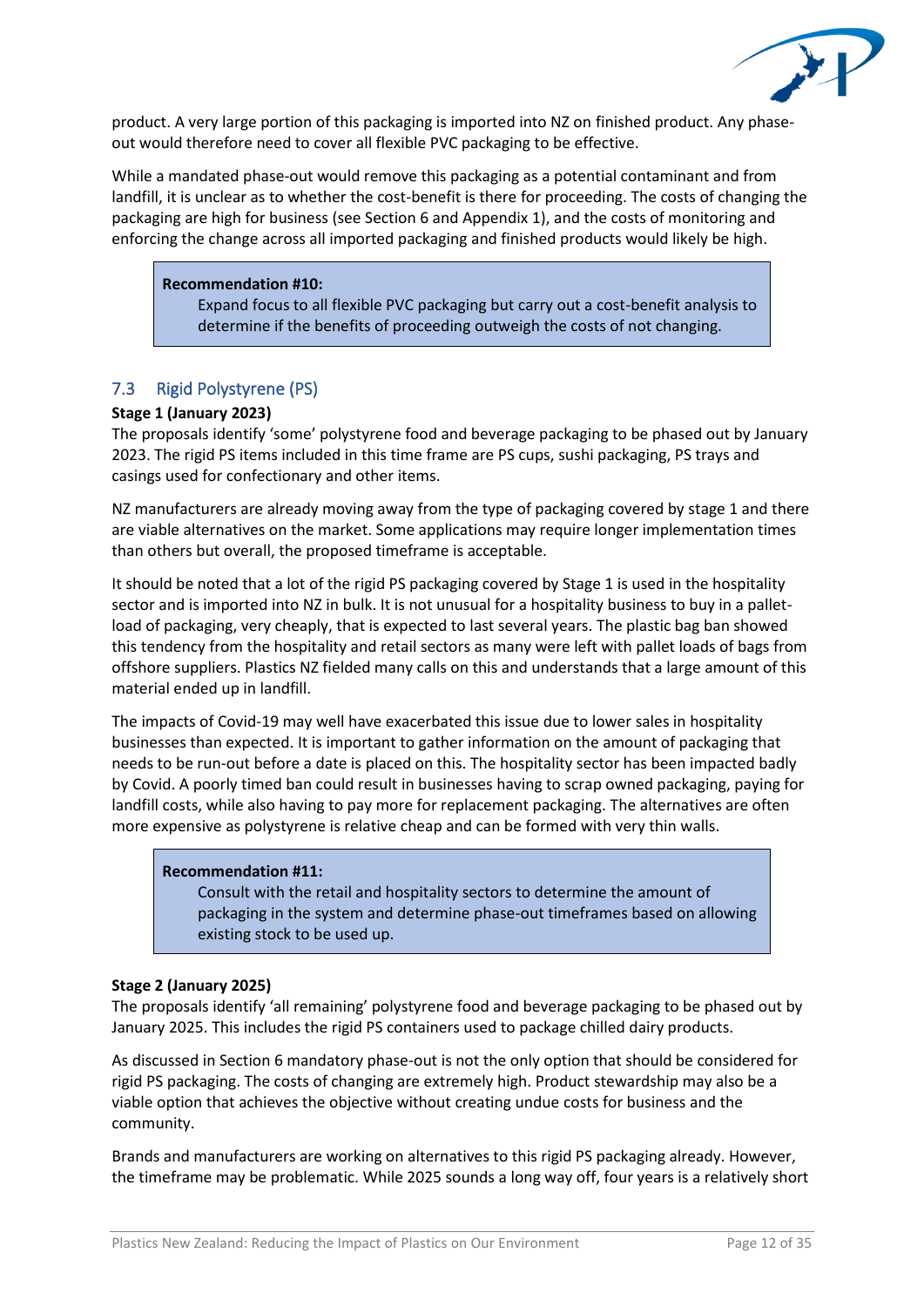product. A very large portion of this packaging is imported into NZ on finished product. Any phase-out would therefore need to cover all flexible PVC packaging to be effective.

While a mandated phase-out would remove this packaging as a potential contaminant and from landfill, it is unclear as to whether the cost-benefit is there for proceeding. The costs of changing the packaging are high for business (see Section 6 and Appendix 1), and the costs of monitoring and enforcing the change across all imported packaging and finished products would likely be high.

> **Recommendation #10:**
> Expand focus to all flexible PVC packaging but carry out a cost-benefit analysis to determine if the benefits of proceeding outweigh the costs of not changing.

## 7.3 Rigid Polystyrene (PS)

**Stage 1 (January 2023)**

The proposals identify 'some' polystyrene food and beverage packaging to be phased out by January 2023. The rigid PS items included in this time frame are PS cups, sushi packaging, PS trays and casings used for confectionary and other items.

NZ manufacturers are already moving away from the type of packaging covered by stage 1 and there are viable alternatives on the market. Some applications may require longer implementation times than others but overall, the proposed timeframe is acceptable.

It should be noted that a lot of the rigid PS packaging covered by Stage 1 is used in the hospitality sector and is imported into NZ in bulk. It is not unusual for a hospitality business to buy in a pallet-load of packaging, very cheaply, that is expected to last several years. The plastic bag ban showed this tendency from the hospitality and retail sectors as many were left with pallet loads of bags from offshore suppliers. Plastics NZ fielded many calls on this and understands that a large amount of this material ended up in landfill.

The impacts of Covid-19 may well have exacerbated this issue due to lower sales in hospitality businesses than expected. It is important to gather information on the amount of packaging that needs to be run-out before a date is placed on this. The hospitality sector has been impacted badly by Covid. A poorly timed ban could result in businesses having to scrap owned packaging, paying for landfill costs, while also having to pay more for replacement packaging. The alternatives are often more expensive as polystyrene is relative cheap and can be formed with very thin walls.

> **Recommendation #11:**
> Consult with the retail and hospitality sectors to determine the amount of packaging in the system and determine phase-out timeframes based on allowing existing stock to be used up.

**Stage 2 (January 2025)**

The proposals identify 'all remaining' polystyrene food and beverage packaging to be phased out by January 2025. This includes the rigid PS containers used to package chilled dairy products.

As discussed in Section 6 mandatory phase-out is not the only option that should be considered for rigid PS packaging. The costs of changing are extremely high. Product stewardship may also be a viable option that achieves the objective without creating undue costs for business and the community.

Brands and manufacturers are working on alternatives to this rigid PS packaging already. However, the timeframe may be problematic. While 2025 sounds a long way off, four years is a relatively short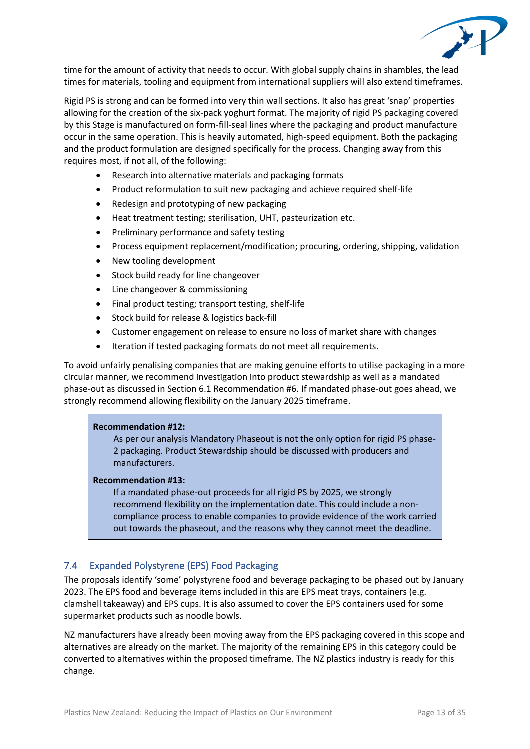time for the amount of activity that needs to occur. With global supply chains in shambles, the lead times for materials, tooling and equipment from international suppliers will also extend timeframes.

Rigid PS is strong and can be formed into very thin wall sections. It also has great 'snap' properties allowing for the creation of the six-pack yoghurt format. The majority of rigid PS packaging covered by this Stage is manufactured on form-fill-seal lines where the packaging and product manufacture occur in the same operation. This is heavily automated, high-speed equipment. Both the packaging and the product formulation are designed specifically for the process. Changing away from this requires most, if not all, of the following:

- Research into alternative materials and packaging formats
- Product reformulation to suit new packaging and achieve required shelf-life
- Redesign and prototyping of new packaging
- Heat treatment testing; sterilisation, UHT, pasteurization etc.
- Preliminary performance and safety testing
- Process equipment replacement/modification; procuring, ordering, shipping, validation
- New tooling development
- Stock build ready for line changeover
- Line changeover & commissioning
- Final product testing; transport testing, shelf-life
- Stock build for release & logistics back-fill
- Customer engagement on release to ensure no loss of market share with changes
- Iteration if tested packaging formats do not meet all requirements.

To avoid unfairly penalising companies that are making genuine efforts to utilise packaging in a more circular manner, we recommend investigation into product stewardship as well as a mandated phase-out as discussed in Section 6.1 Recommendation #6. If mandated phase-out goes ahead, we strongly recommend allowing flexibility on the January 2025 timeframe.

> **Recommendation #12:**
>
> As per our analysis Mandatory Phaseout is not the only option for rigid PS phase-2 packaging. Product Stewardship should be discussed with producers and manufacturers.
>
> **Recommendation #13:**
>
> If a mandated phase-out proceeds for all rigid PS by 2025, we strongly recommend flexibility on the implementation date. This could include a non-compliance process to enable companies to provide evidence of the work carried out towards the phaseout, and the reasons why they cannot meet the deadline.

## 7.4 Expanded Polystyrene (EPS) Food Packaging

The proposals identify 'some' polystyrene food and beverage packaging to be phased out by January 2023. The EPS food and beverage items included in this are EPS meat trays, containers (e.g. clamshell takeaway) and EPS cups. It is also assumed to cover the EPS containers used for some supermarket products such as noodle bowls.

NZ manufacturers have already been moving away from the EPS packaging covered in this scope and alternatives are already on the market. The majority of the remaining EPS in this category could be converted to alternatives within the proposed timeframe. The NZ plastics industry is ready for this change.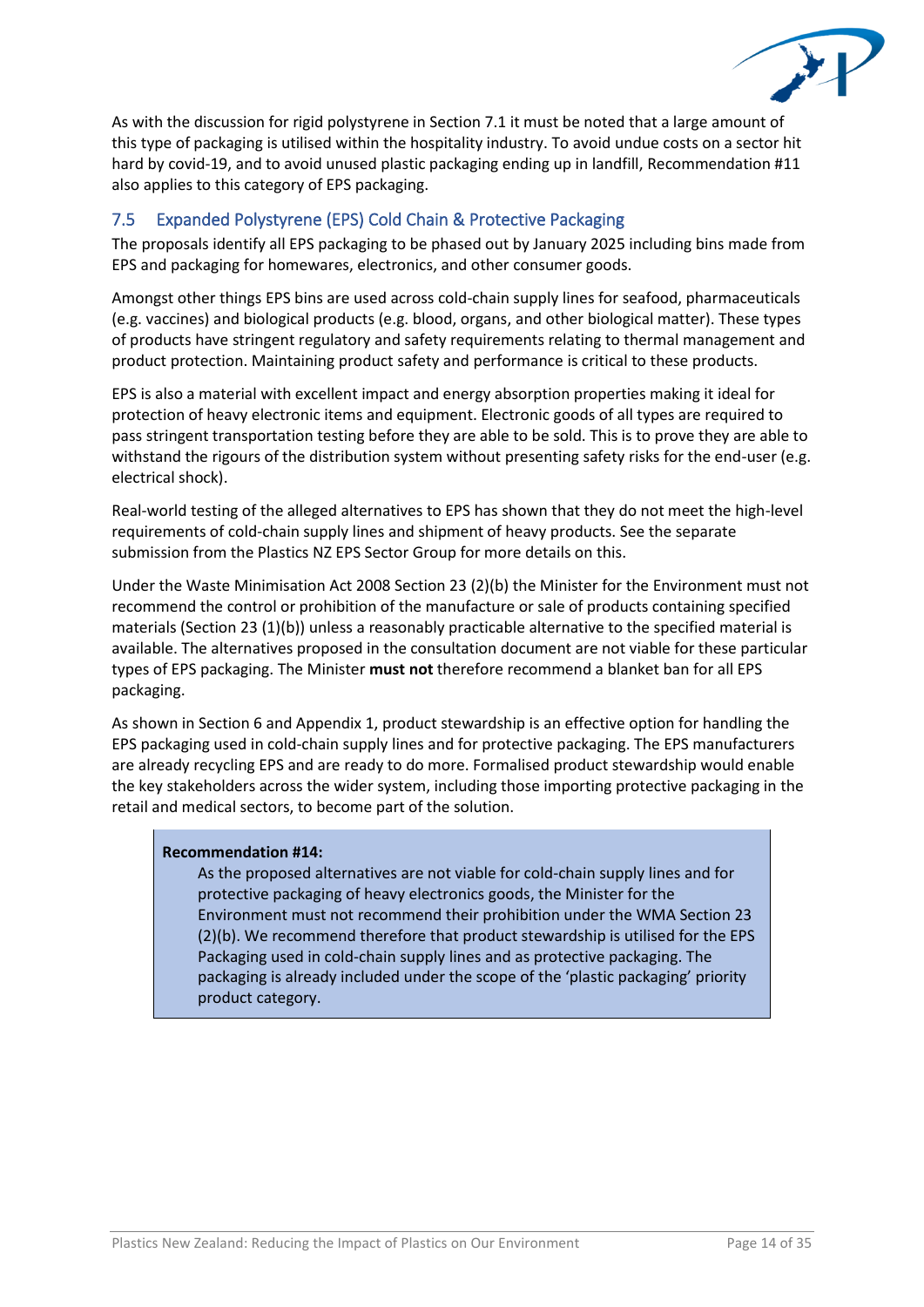As with the discussion for rigid polystyrene in Section 7.1 it must be noted that a large amount of this type of packaging is utilised within the hospitality industry. To avoid undue costs on a sector hit hard by covid-19, and to avoid unused plastic packaging ending up in landfill, Recommendation #11 also applies to this category of EPS packaging.

## 7.5 Expanded Polystyrene (EPS) Cold Chain & Protective Packaging

The proposals identify all EPS packaging to be phased out by January 2025 including bins made from EPS and packaging for homewares, electronics, and other consumer goods.

Amongst other things EPS bins are used across cold-chain supply lines for seafood, pharmaceuticals (e.g. vaccines) and biological products (e.g. blood, organs, and other biological matter). These types of products have stringent regulatory and safety requirements relating to thermal management and product protection. Maintaining product safety and performance is critical to these products.

EPS is also a material with excellent impact and energy absorption properties making it ideal for protection of heavy electronic items and equipment. Electronic goods of all types are required to pass stringent transportation testing before they are able to be sold. This is to prove they are able to withstand the rigours of the distribution system without presenting safety risks for the end-user (e.g. electrical shock).

Real-world testing of the alleged alternatives to EPS has shown that they do not meet the high-level requirements of cold-chain supply lines and shipment of heavy products. See the separate submission from the Plastics NZ EPS Sector Group for more details on this.

Under the Waste Minimisation Act 2008 Section 23 (2)(b) the Minister for the Environment must not recommend the control or prohibition of the manufacture or sale of products containing specified materials (Section 23 (1)(b)) unless a reasonably practicable alternative to the specified material is available. The alternatives proposed in the consultation document are not viable for these particular types of EPS packaging. The Minister **must not** therefore recommend a blanket ban for all EPS packaging.

As shown in Section 6 and Appendix 1, product stewardship is an effective option for handling the EPS packaging used in cold-chain supply lines and for protective packaging. The EPS manufacturers are already recycling EPS and are ready to do more. Formalised product stewardship would enable the key stakeholders across the wider system, including those importing protective packaging in the retail and medical sectors, to become part of the solution.

> **Recommendation #14:**
>
> As the proposed alternatives are not viable for cold-chain supply lines and for protective packaging of heavy electronics goods, the Minister for the Environment must not recommend their prohibition under the WMA Section 23 (2)(b). We recommend therefore that product stewardship is utilised for the EPS Packaging used in cold-chain supply lines and as protective packaging. The packaging is already included under the scope of the 'plastic packaging' priority product category.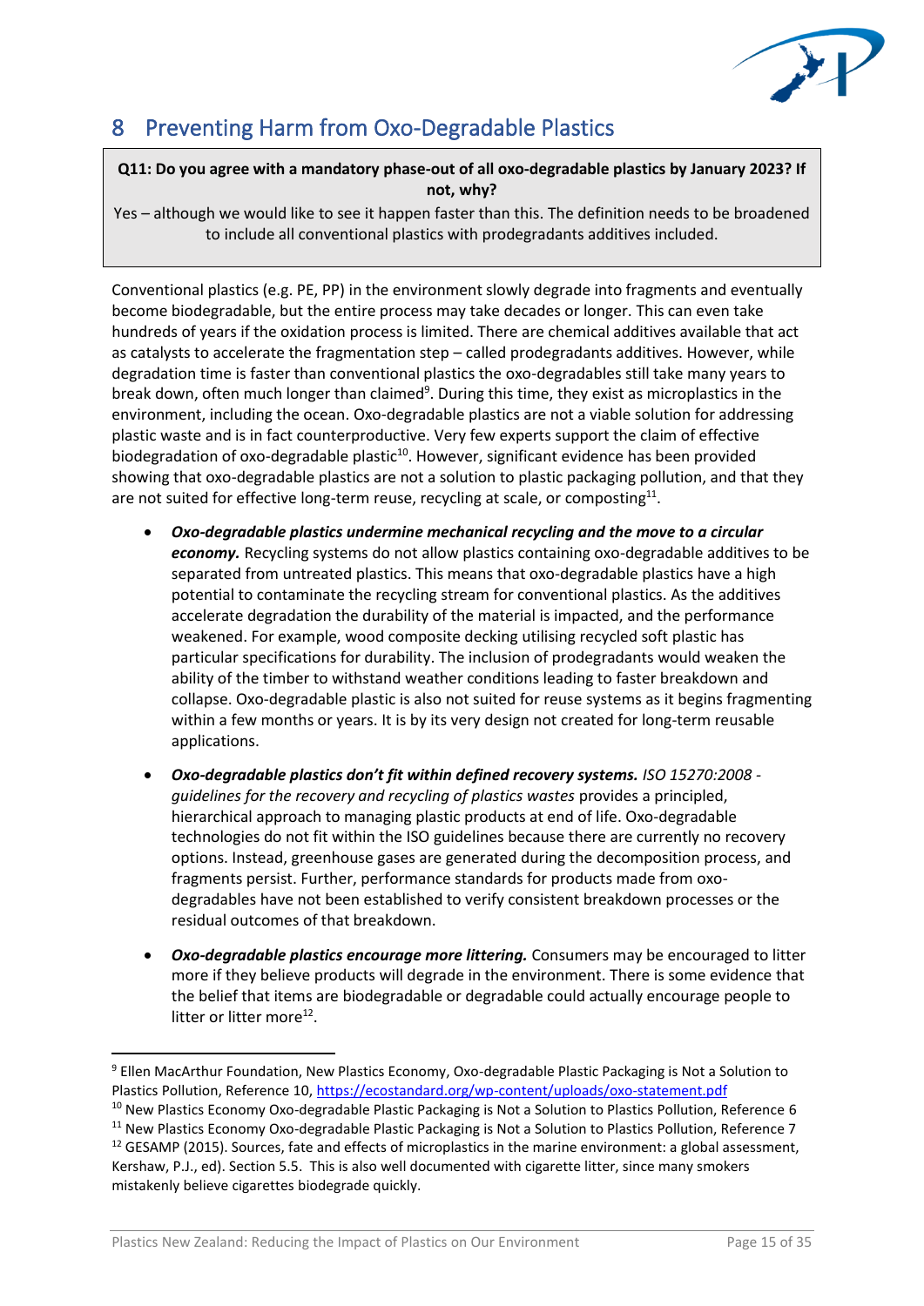# 8 Preventing Harm from Oxo-Degradable Plastics

**Q11: Do you agree with a mandatory phase-out of all oxo-degradable plastics by January 2023? If not, why?**

Yes – although we would like to see it happen faster than this. The definition needs to be broadened to include all conventional plastics with prodegradants additives included.

Conventional plastics (e.g. PE, PP) in the environment slowly degrade into fragments and eventually become biodegradable, but the entire process may take decades or longer. This can even take hundreds of years if the oxidation process is limited. There are chemical additives available that act as catalysts to accelerate the fragmentation step – called prodegradants additives. However, while degradation time is faster than conventional plastics the oxo-degradables still take many years to break down, often much longer than claimed[9]. During this time, they exist as microplastics in the environment, including the ocean. Oxo-degradable plastics are not a viable solution for addressing plastic waste and is in fact counterproductive. Very few experts support the claim of effective biodegradation of oxo-degradable plastic[10]. However, significant evidence has been provided showing that oxo-degradable plastics are not a solution to plastic packaging pollution, and that they are not suited for effective long-term reuse, recycling at scale, or composting[11].

- ***Oxo-degradable plastics undermine mechanical recycling and the move to a circular economy.*** Recycling systems do not allow plastics containing oxo-degradable additives to be separated from untreated plastics. This means that oxo-degradable plastics have a high potential to contaminate the recycling stream for conventional plastics. As the additives accelerate degradation the durability of the material is impacted, and the performance weakened. For example, wood composite decking utilising recycled soft plastic has particular specifications for durability. The inclusion of prodegradants would weaken the ability of the timber to withstand weather conditions leading to faster breakdown and collapse. Oxo-degradable plastic is also not suited for reuse systems as it begins fragmenting within a few months or years. It is by its very design not created for long-term reusable applications.
- ***Oxo-degradable plastics don't fit within defined recovery systems.*** *ISO 15270:2008 - guidelines for the recovery and recycling of plastics wastes* provides a principled, hierarchical approach to managing plastic products at end of life. Oxo-degradable technologies do not fit within the ISO guidelines because there are currently no recovery options. Instead, greenhouse gases are generated during the decomposition process, and fragments persist. Further, performance standards for products made from oxo-degradables have not been established to verify consistent breakdown processes or the residual outcomes of that breakdown.
- ***Oxo-degradable plastics encourage more littering.*** Consumers may be encouraged to litter more if they believe products will degrade in the environment. There is some evidence that the belief that items are biodegradable or degradable could actually encourage people to litter or litter more[12].

---

[9] Ellen MacArthur Foundation, New Plastics Economy, Oxo-degradable Plastic Packaging is Not a Solution to Plastics Pollution, Reference 10, https://ecostandard.org/wp-content/uploads/oxo-statement.pdf

[10] New Plastics Economy Oxo-degradable Plastic Packaging is Not a Solution to Plastics Pollution, Reference 6

[11] New Plastics Economy Oxo-degradable Plastic Packaging is Not a Solution to Plastics Pollution, Reference 7

[12] GESAMP (2015). Sources, fate and effects of microplastics in the marine environment: a global assessment, Kershaw, P.J., ed). Section 5.5. This is also well documented with cigarette litter, since many smokers mistakenly believe cigarettes biodegrade quickly.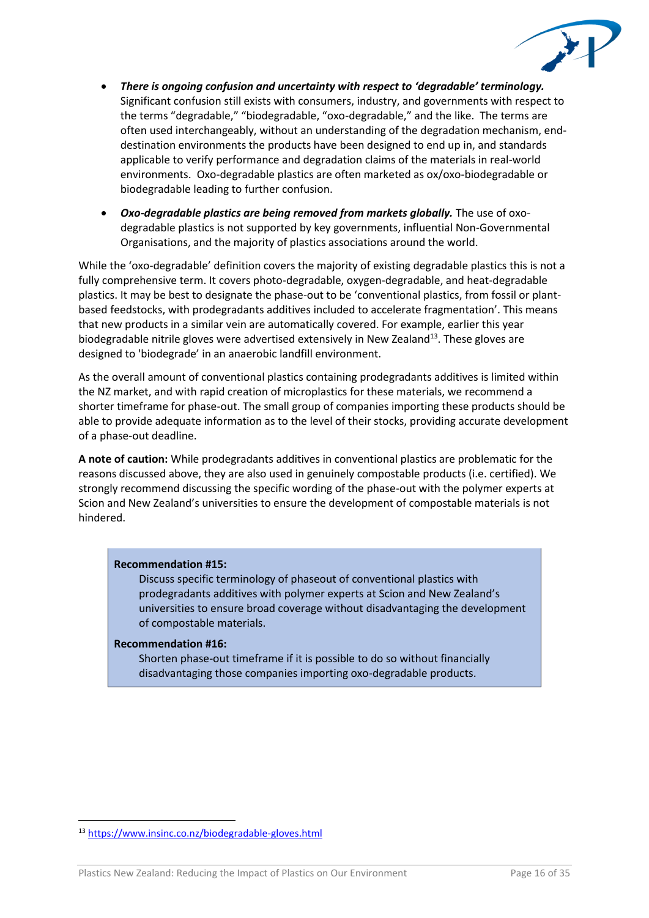- ***There is ongoing confusion and uncertainty with respect to 'degradable' terminology.*** Significant confusion still exists with consumers, industry, and governments with respect to the terms "degradable," "biodegradable, "oxo-degradable," and the like. The terms are often used interchangeably, without an understanding of the degradation mechanism, end-destination environments the products have been designed to end up in, and standards applicable to verify performance and degradation claims of the materials in real-world environments. Oxo-degradable plastics are often marketed as ox/oxo-biodegradable or biodegradable leading to further confusion.

- ***Oxo-degradable plastics are being removed from markets globally.*** The use of oxo-degradable plastics is not supported by key governments, influential Non-Governmental Organisations, and the majority of plastics associations around the world.

While the 'oxo-degradable' definition covers the majority of existing degradable plastics this is not a fully comprehensive term. It covers photo-degradable, oxygen-degradable, and heat-degradable plastics. It may be best to designate the phase-out to be 'conventional plastics, from fossil or plant-based feedstocks, with prodegradants additives included to accelerate fragmentation'. This means that new products in a similar vein are automatically covered. For example, earlier this year biodegradable nitrile gloves were advertised extensively in New Zealand[13]. These gloves are designed to 'biodegrade' in an anaerobic landfill environment.

As the overall amount of conventional plastics containing prodegradants additives is limited within the NZ market, and with rapid creation of microplastics for these materials, we recommend a shorter timeframe for phase-out. The small group of companies importing these products should be able to provide adequate information as to the level of their stocks, providing accurate development of a phase-out deadline.

**A note of caution:** While prodegradants additives in conventional plastics are problematic for the reasons discussed above, they are also used in genuinely compostable products (i.e. certified). We strongly recommend discussing the specific wording of the phase-out with the polymer experts at Scion and New Zealand's universities to ensure the development of compostable materials is not hindered.

> **Recommendation #15:**
> Discuss specific terminology of phaseout of conventional plastics with prodegradants additives with polymer experts at Scion and New Zealand's universities to ensure broad coverage without disadvantaging the development of compostable materials.
>
> **Recommendation #16:**
> Shorten phase-out timeframe if it is possible to do so without financially disadvantaging those companies importing oxo-degradable products.

---

[13] https://www.insinc.co.nz/biodegradable-gloves.html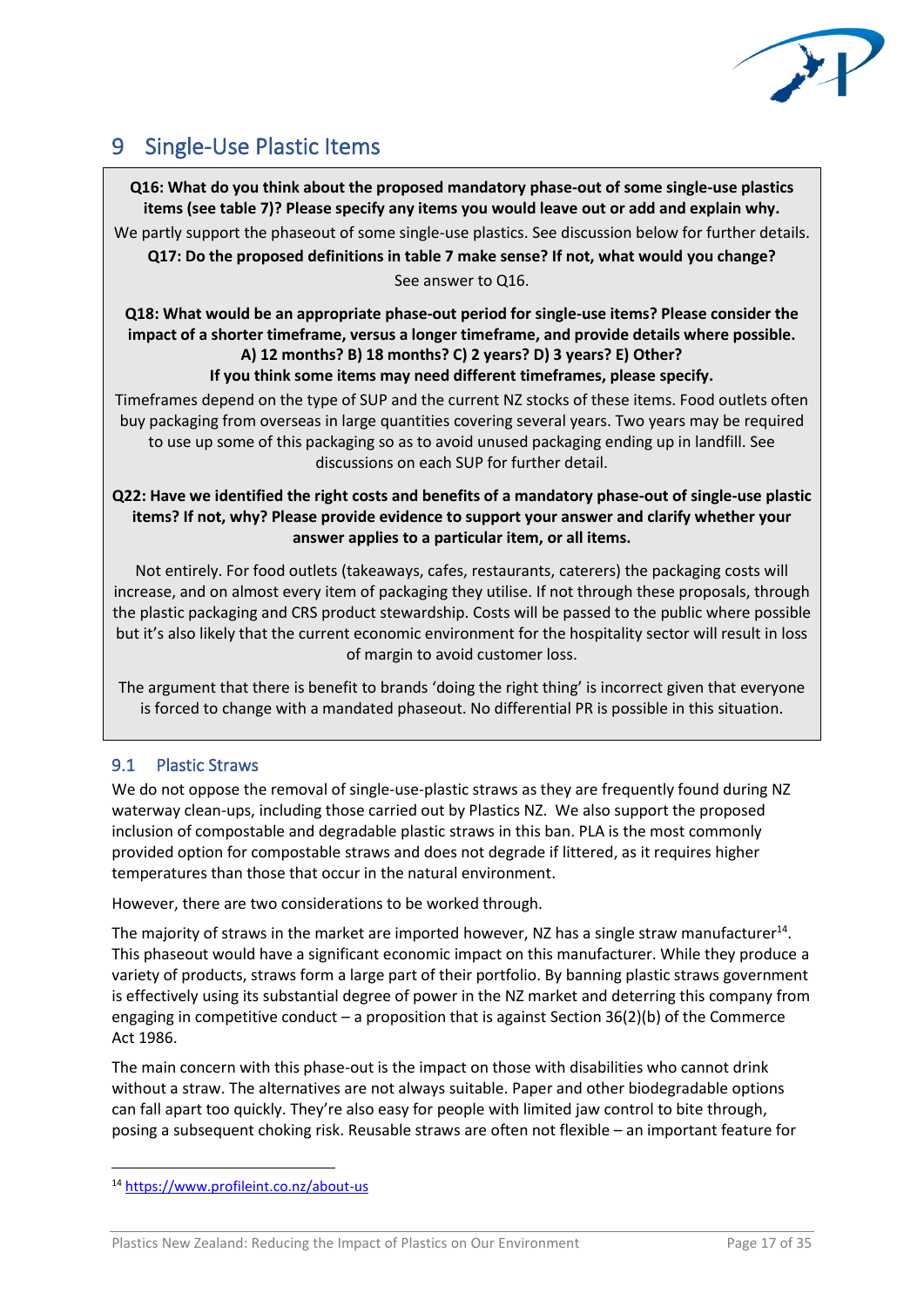# 9 Single-Use Plastic Items

**Q16: What do you think about the proposed mandatory phase-out of some single-use plastics items (see table 7)? Please specify any items you would leave out or add and explain why.**

We partly support the phaseout of some single-use plastics. See discussion below for further details.

**Q17: Do the proposed definitions in table 7 make sense? If not, what would you change?**

See answer to Q16.

**Q18: What would be an appropriate phase-out period for single-use items? Please consider the impact of a shorter timeframe, versus a longer timeframe, and provide details where possible. A) 12 months? B) 18 months? C) 2 years? D) 3 years? E) Other? If you think some items may need different timeframes, please specify.**

Timeframes depend on the type of SUP and the current NZ stocks of these items. Food outlets often buy packaging from overseas in large quantities covering several years. Two years may be required to use up some of this packaging so as to avoid unused packaging ending up in landfill. See discussions on each SUP for further detail.

**Q22: Have we identified the right costs and benefits of a mandatory phase-out of single-use plastic items? If not, why? Please provide evidence to support your answer and clarify whether your answer applies to a particular item, or all items.**

Not entirely. For food outlets (takeaways, cafes, restaurants, caterers) the packaging costs will increase, and on almost every item of packaging they utilise. If not through these proposals, through the plastic packaging and CRS product stewardship. Costs will be passed to the public where possible but it's also likely that the current economic environment for the hospitality sector will result in loss of margin to avoid customer loss.

The argument that there is benefit to brands 'doing the right thing' is incorrect given that everyone is forced to change with a mandated phaseout. No differential PR is possible in this situation.

## 9.1 Plastic Straws

We do not oppose the removal of single-use-plastic straws as they are frequently found during NZ waterway clean-ups, including those carried out by Plastics NZ. We also support the proposed inclusion of compostable and degradable plastic straws in this ban. PLA is the most commonly provided option for compostable straws and does not degrade if littered, as it requires higher temperatures than those that occur in the natural environment.

However, there are two considerations to be worked through.

The majority of straws in the market are imported however, NZ has a single straw manufacturer[14]. This phaseout would have a significant economic impact on this manufacturer. While they produce a variety of products, straws form a large part of their portfolio. By banning plastic straws government is effectively using its substantial degree of power in the NZ market and deterring this company from engaging in competitive conduct – a proposition that is against Section 36(2)(b) of the Commerce Act 1986.

The main concern with this phase-out is the impact on those with disabilities who cannot drink without a straw. The alternatives are not always suitable. Paper and other biodegradable options can fall apart too quickly. They're also easy for people with limited jaw control to bite through, posing a subsequent choking risk. Reusable straws are often not flexible – an important feature for

[14] https://www.profileint.co.nz/about-us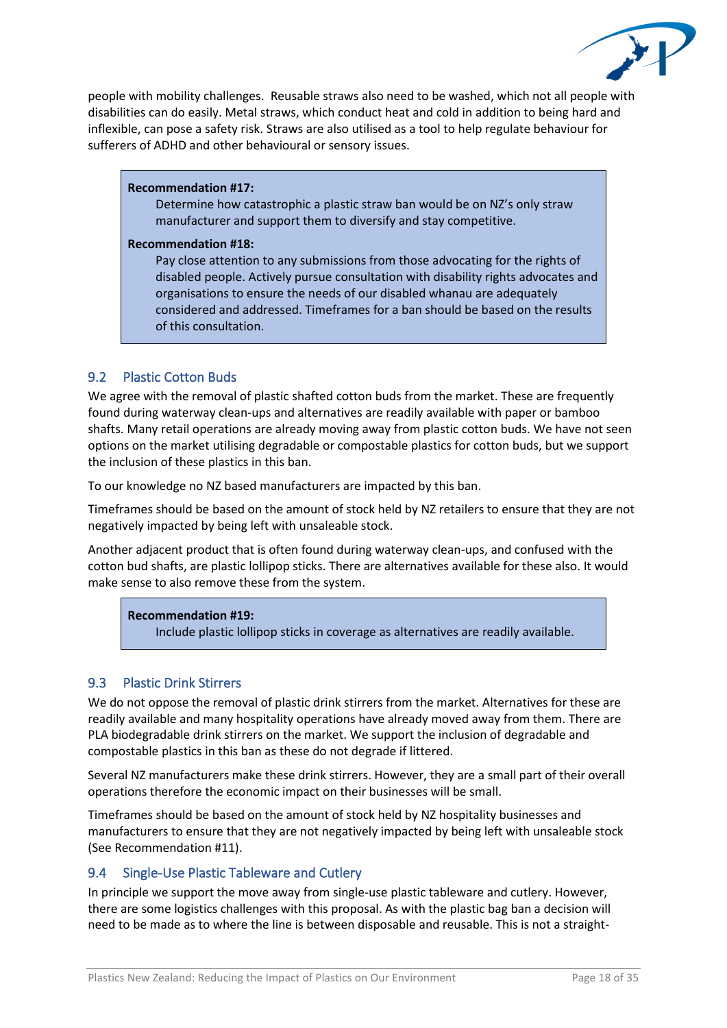people with mobility challenges. Reusable straws also need to be washed, which not all people with disabilities can do easily. Metal straws, which conduct heat and cold in addition to being hard and inflexible, can pose a safety risk. Straws are also utilised as a tool to help regulate behaviour for sufferers of ADHD and other behavioural or sensory issues.

> **Recommendation #17:**
> Determine how catastrophic a plastic straw ban would be on NZ's only straw manufacturer and support them to diversify and stay competitive.
>
> **Recommendation #18:**
> Pay close attention to any submissions from those advocating for the rights of disabled people. Actively pursue consultation with disability rights advocates and organisations to ensure the needs of our disabled whanau are adequately considered and addressed. Timeframes for a ban should be based on the results of this consultation.

## 9.2 Plastic Cotton Buds

We agree with the removal of plastic shafted cotton buds from the market. These are frequently found during waterway clean-ups and alternatives are readily available with paper or bamboo shafts. Many retail operations are already moving away from plastic cotton buds. We have not seen options on the market utilising degradable or compostable plastics for cotton buds, but we support the inclusion of these plastics in this ban.

To our knowledge no NZ based manufacturers are impacted by this ban.

Timeframes should be based on the amount of stock held by NZ retailers to ensure that they are not negatively impacted by being left with unsaleable stock.

Another adjacent product that is often found during waterway clean-ups, and confused with the cotton bud shafts, are plastic lollipop sticks. There are alternatives available for these also. It would make sense to also remove these from the system.

> **Recommendation #19:**
> Include plastic lollipop sticks in coverage as alternatives are readily available.

## 9.3 Plastic Drink Stirrers

We do not oppose the removal of plastic drink stirrers from the market. Alternatives for these are readily available and many hospitality operations have already moved away from them. There are PLA biodegradable drink stirrers on the market. We support the inclusion of degradable and compostable plastics in this ban as these do not degrade if littered.

Several NZ manufacturers make these drink stirrers. However, they are a small part of their overall operations therefore the economic impact on their businesses will be small.

Timeframes should be based on the amount of stock held by NZ hospitality businesses and manufacturers to ensure that they are not negatively impacted by being left with unsaleable stock (See Recommendation #11).

## 9.4 Single-Use Plastic Tableware and Cutlery

In principle we support the move away from single-use plastic tableware and cutlery. However, there are some logistics challenges with this proposal. As with the plastic bag ban a decision will need to be made as to where the line is between disposable and reusable. This is not a straight-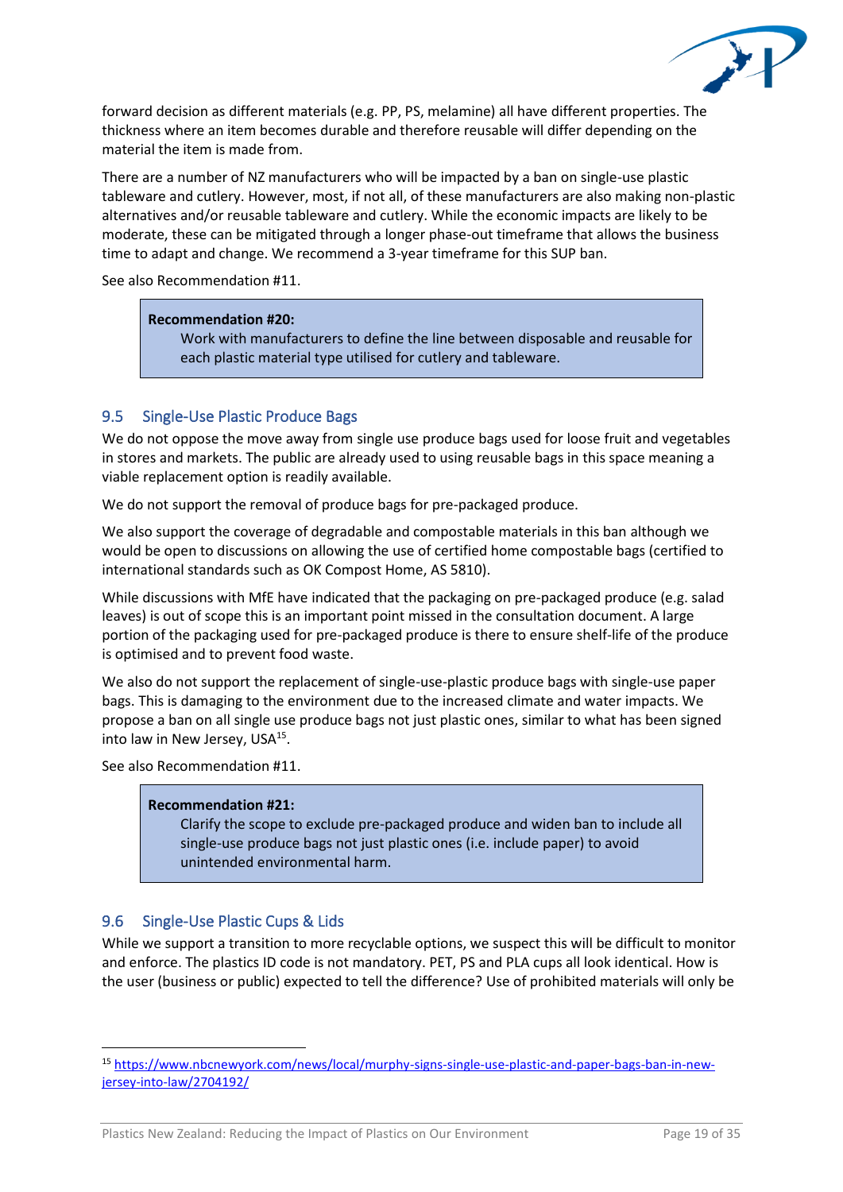forward decision as different materials (e.g. PP, PS, melamine) all have different properties. The thickness where an item becomes durable and therefore reusable will differ depending on the material the item is made from.

There are a number of NZ manufacturers who will be impacted by a ban on single-use plastic tableware and cutlery. However, most, if not all, of these manufacturers are also making non-plastic alternatives and/or reusable tableware and cutlery. While the economic impacts are likely to be moderate, these can be mitigated through a longer phase-out timeframe that allows the business time to adapt and change. We recommend a 3-year timeframe for this SUP ban.

See also Recommendation #11.

> **Recommendation #20:**
> Work with manufacturers to define the line between disposable and reusable for each plastic material type utilised for cutlery and tableware.

## 9.5 Single-Use Plastic Produce Bags

We do not oppose the move away from single use produce bags used for loose fruit and vegetables in stores and markets. The public are already used to using reusable bags in this space meaning a viable replacement option is readily available.

We do not support the removal of produce bags for pre-packaged produce.

We also support the coverage of degradable and compostable materials in this ban although we would be open to discussions on allowing the use of certified home compostable bags (certified to international standards such as OK Compost Home, AS 5810).

While discussions with MfE have indicated that the packaging on pre-packaged produce (e.g. salad leaves) is out of scope this is an important point missed in the consultation document. A large portion of the packaging used for pre-packaged produce is there to ensure shelf-life of the produce is optimised and to prevent food waste.

We also do not support the replacement of single-use-plastic produce bags with single-use paper bags. This is damaging to the environment due to the increased climate and water impacts. We propose a ban on all single use produce bags not just plastic ones, similar to what has been signed into law in New Jersey, USA[15].

See also Recommendation #11.

> **Recommendation #21:**
> Clarify the scope to exclude pre-packaged produce and widen ban to include all single-use produce bags not just plastic ones (i.e. include paper) to avoid unintended environmental harm.

## 9.6 Single-Use Plastic Cups & Lids

While we support a transition to more recyclable options, we suspect this will be difficult to monitor and enforce. The plastics ID code is not mandatory. PET, PS and PLA cups all look identical. How is the user (business or public) expected to tell the difference? Use of prohibited materials will only be

---

[15] https://www.nbcnewyork.com/news/local/murphy-signs-single-use-plastic-and-paper-bags-ban-in-new-jersey-into-law/2704192/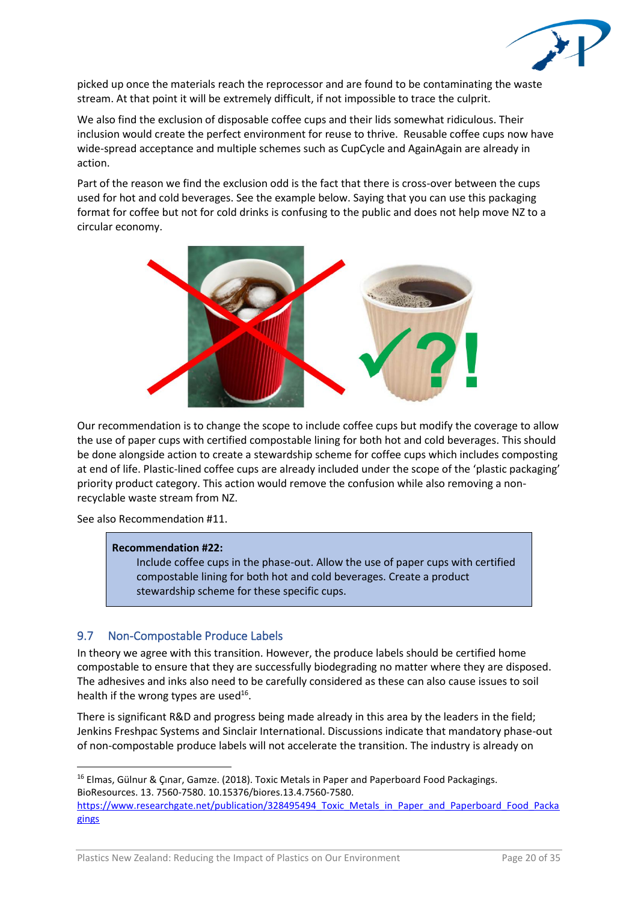picked up once the materials reach the reprocessor and are found to be contaminating the waste stream. At that point it will be extremely difficult, if not impossible to trace the culprit.

We also find the exclusion of disposable coffee cups and their lids somewhat ridiculous. Their inclusion would create the perfect environment for reuse to thrive. Reusable coffee cups now have wide-spread acceptance and multiple schemes such as CupCycle and AgainAgain are already in action.

Part of the reason we find the exclusion odd is the fact that there is cross-over between the cups used for hot and cold beverages. See the example below. Saying that you can use this packaging format for coffee but not for cold drinks is confusing to the public and does not help move NZ to a circular economy.

Our recommendation is to change the scope to include coffee cups but modify the coverage to allow the use of paper cups with certified compostable lining for both hot and cold beverages. This should be done alongside action to create a stewardship scheme for coffee cups which includes composting at end of life. Plastic-lined coffee cups are already included under the scope of the 'plastic packaging' priority product category. This action would remove the confusion while also removing a non-recyclable waste stream from NZ.

See also Recommendation #11.

> **Recommendation #22:**
> Include coffee cups in the phase-out. Allow the use of paper cups with certified compostable lining for both hot and cold beverages. Create a product stewardship scheme for these specific cups.

## 9.7 Non-Compostable Produce Labels

In theory we agree with this transition. However, the produce labels should be certified home compostable to ensure that they are successfully biodegrading no matter where they are disposed. The adhesives and inks also need to be carefully considered as these can also cause issues to soil health if the wrong types are used[16].

There is significant R&D and progress being made already in this area by the leaders in the field; Jenkins Freshpac Systems and Sinclair International. Discussions indicate that mandatory phase-out of non-compostable produce labels will not accelerate the transition. The industry is already on

---

[16] Elmas, Gülnur & Çınar, Gamze. (2018). Toxic Metals in Paper and Paperboard Food Packagings. BioResources. 13. 7560-7580. 10.15376/biores.13.4.7560-7580. https://www.researchgate.net/publication/328495494_Toxic_Metals_in_Paper_and_Paperboard_Food_Packagings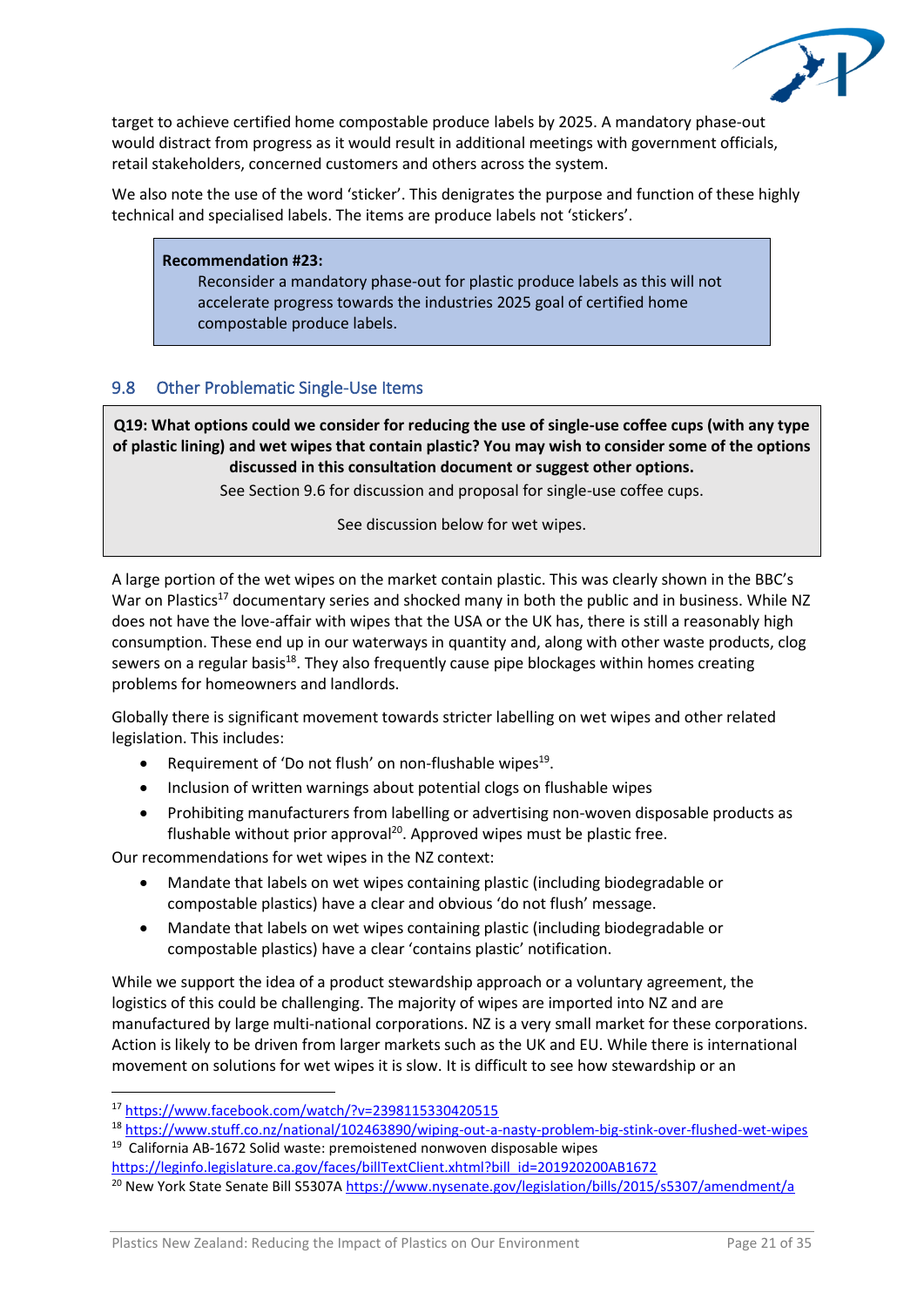target to achieve certified home compostable produce labels by 2025. A mandatory phase-out would distract from progress as it would result in additional meetings with government officials, retail stakeholders, concerned customers and others across the system.

We also note the use of the word 'sticker'. This denigrates the purpose and function of these highly technical and specialised labels. The items are produce labels not 'stickers'.

> **Recommendation #23:**
> Reconsider a mandatory phase-out for plastic produce labels as this will not accelerate progress towards the industries 2025 goal of certified home compostable produce labels.

## 9.8 Other Problematic Single-Use Items

> **Q19: What options could we consider for reducing the use of single-use coffee cups (with any type of plastic lining) and wet wipes that contain plastic? You may wish to consider some of the options discussed in this consultation document or suggest other options.**
>
> See Section 9.6 for discussion and proposal for single-use coffee cups.
>
> See discussion below for wet wipes.

A large portion of the wet wipes on the market contain plastic. This was clearly shown in the BBC's War on Plastics[17] documentary series and shocked many in both the public and in business. While NZ does not have the love-affair with wipes that the USA or the UK has, there is still a reasonably high consumption. These end up in our waterways in quantity and, along with other waste products, clog sewers on a regular basis[18]. They also frequently cause pipe blockages within homes creating problems for homeowners and landlords.

Globally there is significant movement towards stricter labelling on wet wipes and other related legislation. This includes:

- Requirement of 'Do not flush' on non-flushable wipes[19].
- Inclusion of written warnings about potential clogs on flushable wipes
- Prohibiting manufacturers from labelling or advertising non-woven disposable products as flushable without prior approval[20]. Approved wipes must be plastic free.

Our recommendations for wet wipes in the NZ context:

- Mandate that labels on wet wipes containing plastic (including biodegradable or compostable plastics) have a clear and obvious 'do not flush' message.
- Mandate that labels on wet wipes containing plastic (including biodegradable or compostable plastics) have a clear 'contains plastic' notification.

While we support the idea of a product stewardship approach or a voluntary agreement, the logistics of this could be challenging. The majority of wipes are imported into NZ and are manufactured by large multi-national corporations. NZ is a very small market for these corporations. Action is likely to be driven from larger markets such as the UK and EU. While there is international movement on solutions for wet wipes it is slow. It is difficult to see how stewardship or an

---

[17] https://www.facebook.com/watch/?v=2398115330420515

[18] https://www.stuff.co.nz/national/102463890/wiping-out-a-nasty-problem-big-stink-over-flushed-wet-wipes

[19] California AB-1672 Solid waste: premoistened nonwoven disposable wipes https://leginfo.legislature.ca.gov/faces/billTextClient.xhtml?bill_id=201920200AB1672

[20] New York State Senate Bill S5307A https://www.nysenate.gov/legislation/bills/2015/s5307/amendment/a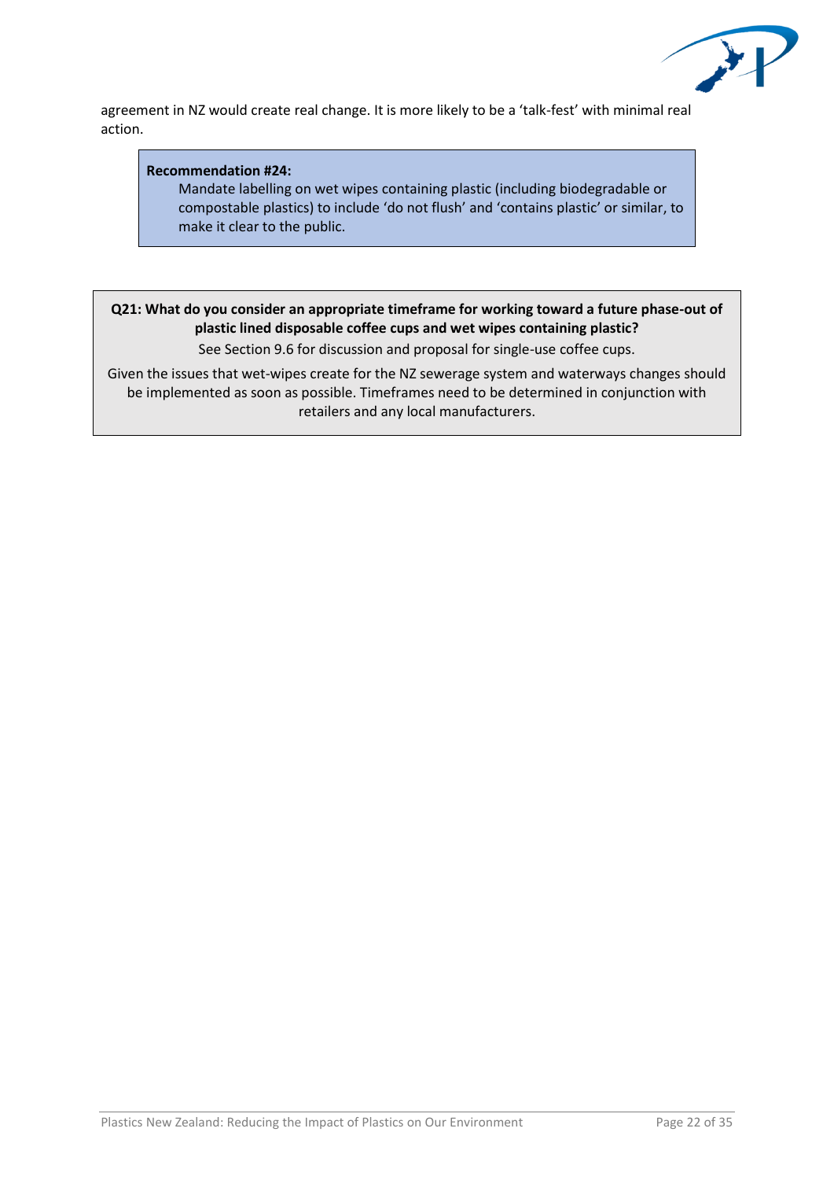agreement in NZ would create real change. It is more likely to be a 'talk-fest' with minimal real action.

> **Recommendation #24:**
>
> Mandate labelling on wet wipes containing plastic (including biodegradable or compostable plastics) to include 'do not flush' and 'contains plastic' or similar, to make it clear to the public.

**Q21: What do you consider an appropriate timeframe for working toward a future phase-out of plastic lined disposable coffee cups and wet wipes containing plastic?**

See Section 9.6 for discussion and proposal for single-use coffee cups.

Given the issues that wet-wipes create for the NZ sewerage system and waterways changes should be implemented as soon as possible. Timeframes need to be determined in conjunction with retailers and any local manufacturers.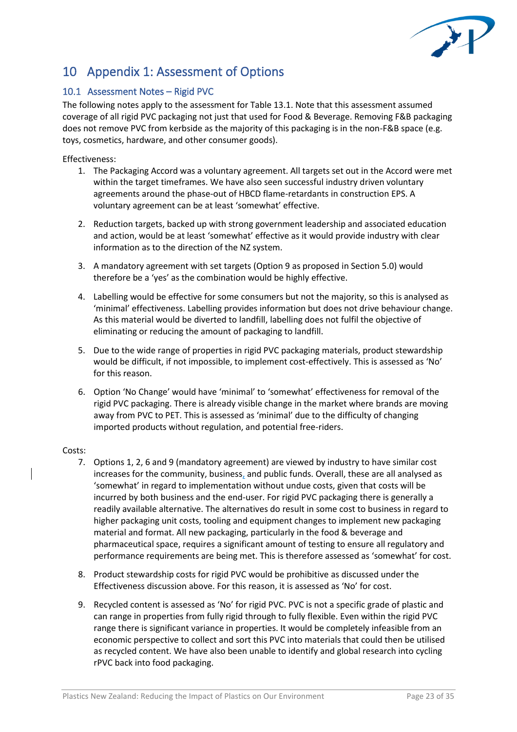# 10 Appendix 1: Assessment of Options

## 10.1 Assessment Notes – Rigid PVC

The following notes apply to the assessment for Table 13.1. Note that this assessment assumed coverage of all rigid PVC packaging not just that used for Food & Beverage. Removing F&B packaging does not remove PVC from kerbside as the majority of this packaging is in the non-F&B space (e.g. toys, cosmetics, hardware, and other consumer goods).

Effectiveness:

1. The Packaging Accord was a voluntary agreement. All targets set out in the Accord were met within the target timeframes. We have also seen successful industry driven voluntary agreements around the phase-out of HBCD flame-retardants in construction EPS. A voluntary agreement can be at least 'somewhat' effective.

2. Reduction targets, backed up with strong government leadership and associated education and action, would be at least 'somewhat' effective as it would provide industry with clear information as to the direction of the NZ system.

3. A mandatory agreement with set targets (Option 9 as proposed in Section 5.0) would therefore be a 'yes' as the combination would be highly effective.

4. Labelling would be effective for some consumers but not the majority, so this is analysed as 'minimal' effectiveness. Labelling provides information but does not drive behaviour change. As this material would be diverted to landfill, labelling does not fulfil the objective of eliminating or reducing the amount of packaging to landfill.

5. Due to the wide range of properties in rigid PVC packaging materials, product stewardship would be difficult, if not impossible, to implement cost-effectively. This is assessed as 'No' for this reason.

6. Option 'No Change' would have 'minimal' to 'somewhat' effectiveness for removal of the rigid PVC packaging. There is already visible change in the market where brands are moving away from PVC to PET. This is assessed as 'minimal' due to the difficulty of changing imported products without regulation, and potential free-riders.

Costs:

7. Options 1, 2, 6 and 9 (mandatory agreement) are viewed by industry to have similar cost increases for the community, business, and public funds. Overall, these are all analysed as 'somewhat' in regard to implementation without undue costs, given that costs will be incurred by both business and the end-user. For rigid PVC packaging there is generally a readily available alternative. The alternatives do result in some cost to business in regard to higher packaging unit costs, tooling and equipment changes to implement new packaging material and format. All new packaging, particularly in the food & beverage and pharmaceutical space, requires a significant amount of testing to ensure all regulatory and performance requirements are being met. This is therefore assessed as 'somewhat' for cost.

8. Product stewardship costs for rigid PVC would be prohibitive as discussed under the Effectiveness discussion above. For this reason, it is assessed as 'No' for cost.

9. Recycled content is assessed as 'No' for rigid PVC. PVC is not a specific grade of plastic and can range in properties from fully rigid through to fully flexible. Even within the rigid PVC range there is significant variance in properties. It would be completely infeasible from an economic perspective to collect and sort this PVC into materials that could then be utilised as recycled content. We have also been unable to identify and global research into cycling rPVC back into food packaging.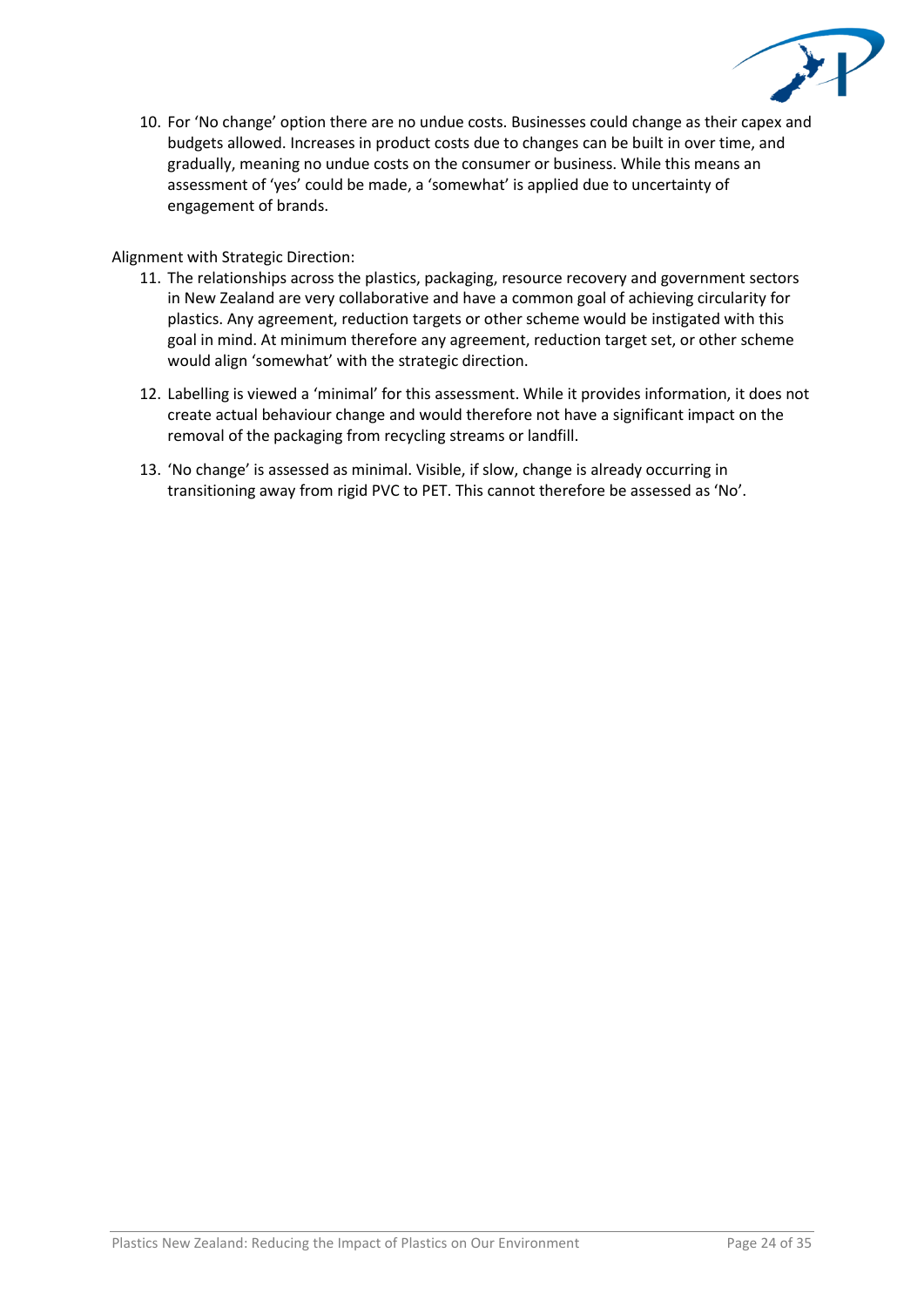10. For 'No change' option there are no undue costs. Businesses could change as their capex and budgets allowed. Increases in product costs due to changes can be built in over time, and gradually, meaning no undue costs on the consumer or business. While this means an assessment of 'yes' could be made, a 'somewhat' is applied due to uncertainty of engagement of brands.

Alignment with Strategic Direction:

11. The relationships across the plastics, packaging, resource recovery and government sectors in New Zealand are very collaborative and have a common goal of achieving circularity for plastics. Any agreement, reduction targets or other scheme would be instigated with this goal in mind. At minimum therefore any agreement, reduction target set, or other scheme would align 'somewhat' with the strategic direction.
12. Labelling is viewed a 'minimal' for this assessment. While it provides information, it does not create actual behaviour change and would therefore not have a significant impact on the removal of the packaging from recycling streams or landfill.
13. 'No change' is assessed as minimal. Visible, if slow, change is already occurring in transitioning away from rigid PVC to PET. This cannot therefore be assessed as 'No'.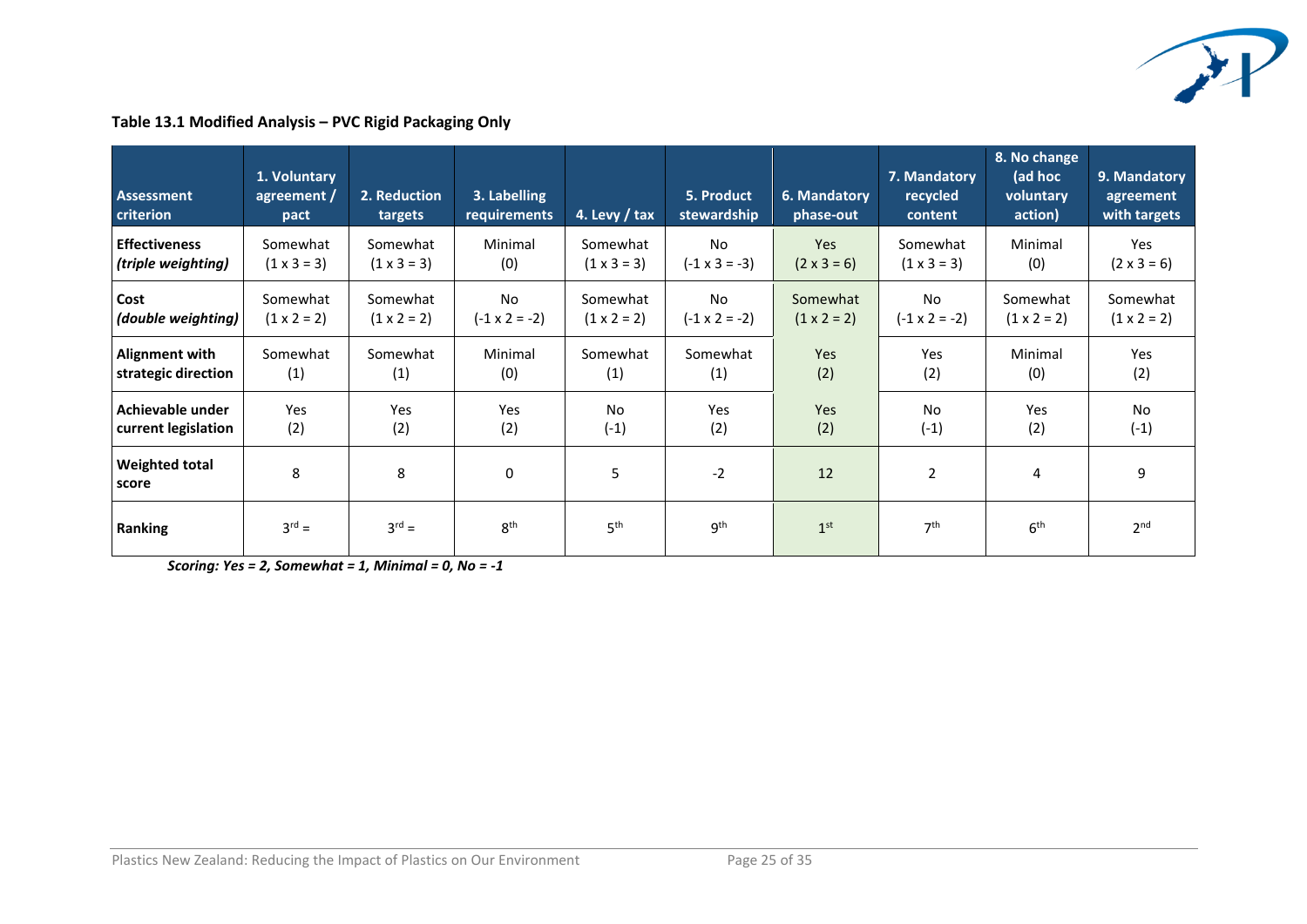**Table 13.1 Modified Analysis – PVC Rigid Packaging Only**

| Assessment criterion | 1. Voluntary agreement / pact | 2. Reduction targets | 3. Labelling requirements | 4. Levy / tax | 5. Product stewardship | 6. Mandatory phase-out | 7. Mandatory recycled content | 8. No change (ad hoc voluntary action) | 9. Mandatory agreement with targets |
|---|---|---|---|---|---|---|---|---|---|
| **Effectiveness** ***(triple weighting)*** | Somewhat (1 x 3 = 3) | Somewhat (1 x 3 = 3) | Minimal (0) | Somewhat (1 x 3 = 3) | No (-1 x 3 = -3) | Yes (2 x 3 = 6) | Somewhat (1 x 3 = 3) | Minimal (0) | Yes (2 x 3 = 6) |
| **Cost** ***(double weighting)*** | Somewhat (1 x 2 = 2) | Somewhat (1 x 2 = 2) | No (-1 x 2 = -2) | Somewhat (1 x 2 = 2) | No (-1 x 2 = -2) | Somewhat (1 x 2 = 2) | No (-1 x 2 = -2) | Somewhat (1 x 2 = 2) | Somewhat (1 x 2 = 2) |
| **Alignment with strategic direction** | Somewhat (1) | Somewhat (1) | Minimal (0) | Somewhat (1) | Somewhat (1) | Yes (2) | Yes (2) | Minimal (0) | Yes (2) |
| **Achievable under current legislation** | Yes (2) | Yes (2) | Yes (2) | No (-1) | Yes (2) | Yes (2) | No (-1) | Yes (2) | No (-1) |
| **Weighted total score** | 8 | 8 | 0 | 5 | -2 | 12 | 2 | 4 | 9 |
| **Ranking** | 3rd = | 3rd = | 8th | 5th | 9th | 1st | 7th | 6th | 2nd |

***Scoring: Yes = 2, Somewhat = 1, Minimal = 0, No = -1***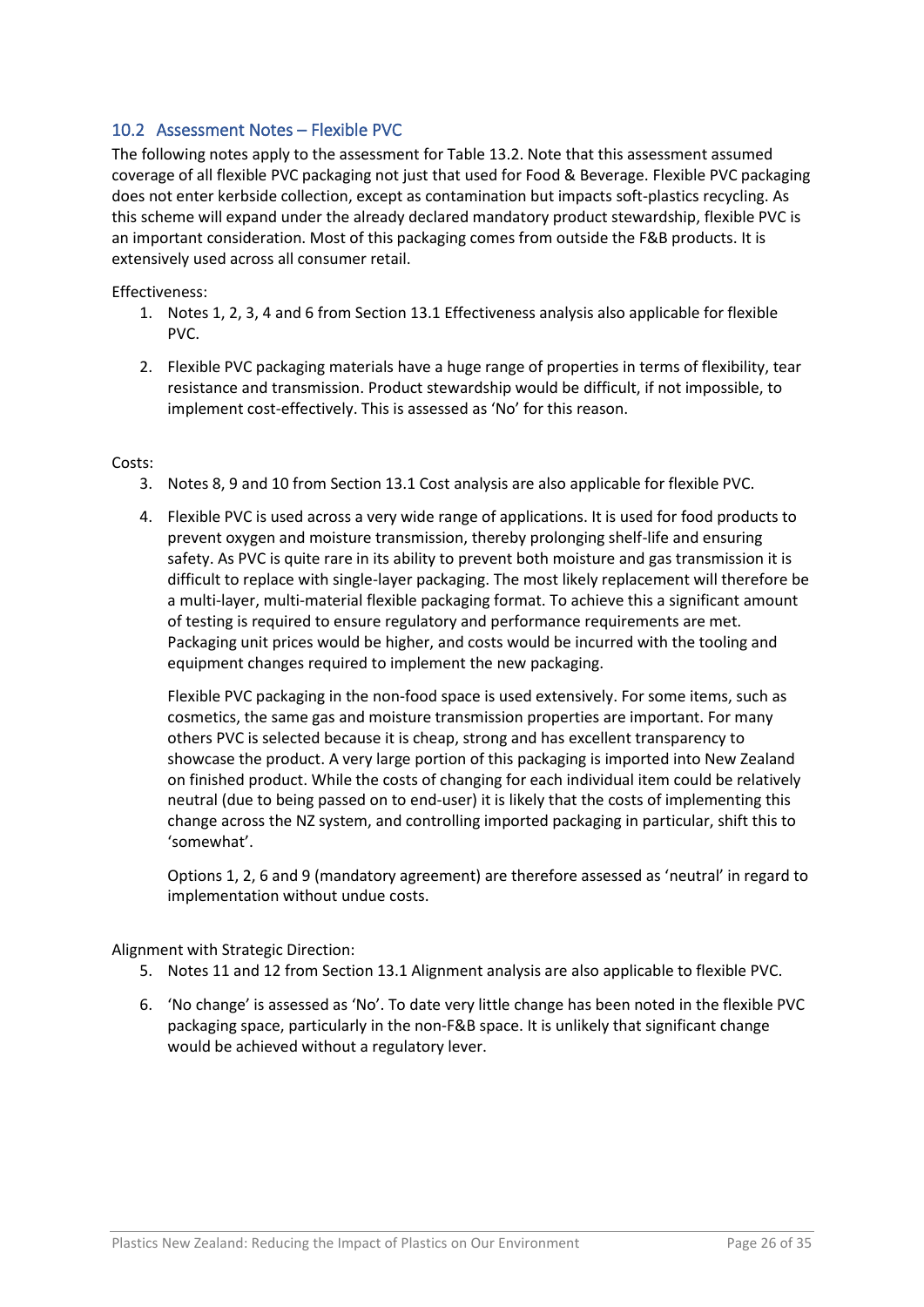## 10.2 Assessment Notes – Flexible PVC

The following notes apply to the assessment for Table 13.2. Note that this assessment assumed coverage of all flexible PVC packaging not just that used for Food & Beverage. Flexible PVC packaging does not enter kerbside collection, except as contamination but impacts soft-plastics recycling. As this scheme will expand under the already declared mandatory product stewardship, flexible PVC is an important consideration. Most of this packaging comes from outside the F&B products. It is extensively used across all consumer retail.

Effectiveness:

1. Notes 1, 2, 3, 4 and 6 from Section 13.1 Effectiveness analysis also applicable for flexible PVC.

2. Flexible PVC packaging materials have a huge range of properties in terms of flexibility, tear resistance and transmission. Product stewardship would be difficult, if not impossible, to implement cost-effectively. This is assessed as 'No' for this reason.

Costs:

3. Notes 8, 9 and 10 from Section 13.1 Cost analysis are also applicable for flexible PVC.

4. Flexible PVC is used across a very wide range of applications. It is used for food products to prevent oxygen and moisture transmission, thereby prolonging shelf-life and ensuring safety. As PVC is quite rare in its ability to prevent both moisture and gas transmission it is difficult to replace with single-layer packaging. The most likely replacement will therefore be a multi-layer, multi-material flexible packaging format. To achieve this a significant amount of testing is required to ensure regulatory and performance requirements are met. Packaging unit prices would be higher, and costs would be incurred with the tooling and equipment changes required to implement the new packaging.

   Flexible PVC packaging in the non-food space is used extensively. For some items, such as cosmetics, the same gas and moisture transmission properties are important. For many others PVC is selected because it is cheap, strong and has excellent transparency to showcase the product. A very large portion of this packaging is imported into New Zealand on finished product. While the costs of changing for each individual item could be relatively neutral (due to being passed on to end-user) it is likely that the costs of implementing this change across the NZ system, and controlling imported packaging in particular, shift this to 'somewhat'.

   Options 1, 2, 6 and 9 (mandatory agreement) are therefore assessed as 'neutral' in regard to implementation without undue costs.

Alignment with Strategic Direction:

5. Notes 11 and 12 from Section 13.1 Alignment analysis are also applicable to flexible PVC.

6. 'No change' is assessed as 'No'. To date very little change has been noted in the flexible PVC packaging space, particularly in the non-F&B space. It is unlikely that significant change would be achieved without a regulatory lever.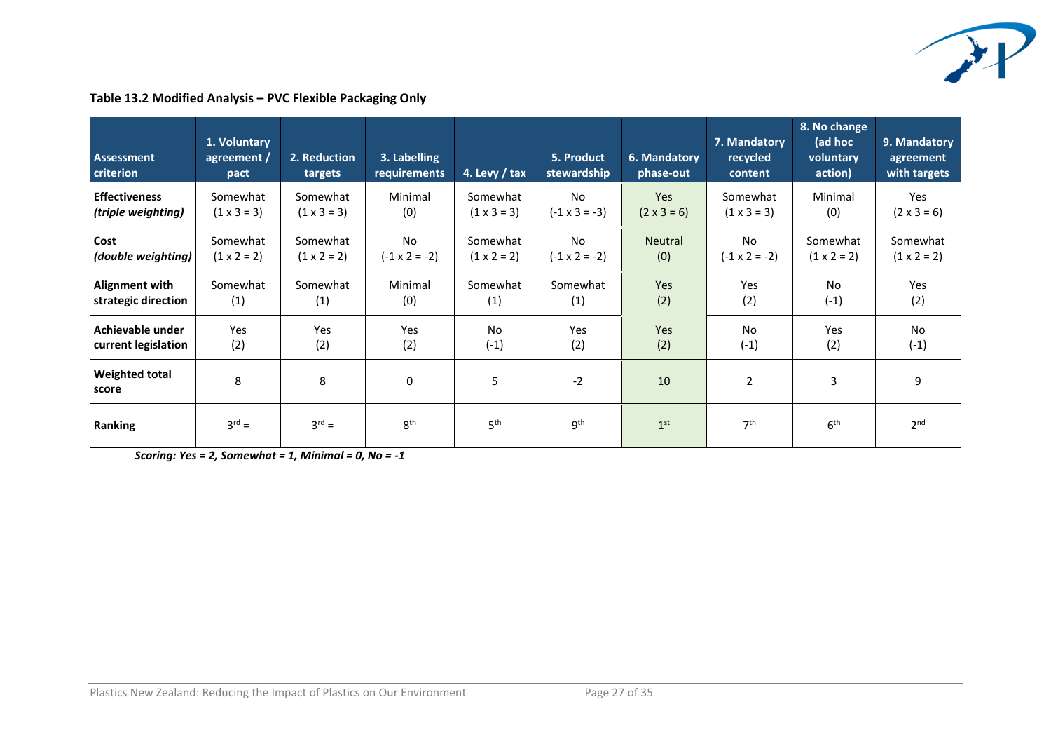**Table 13.2 Modified Analysis – PVC Flexible Packaging Only**

| Assessment criterion | 1. Voluntary agreement / pact | 2. Reduction targets | 3. Labelling requirements | 4. Levy / tax | 5. Product stewardship | 6. Mandatory phase-out | 7. Mandatory recycled content | 8. No change (ad hoc voluntary action) | 9. Mandatory agreement with targets |
|---|---|---|---|---|---|---|---|---|---|
| **Effectiveness** ***(triple weighting)*** | Somewhat (1 x 3 = 3) | Somewhat (1 x 3 = 3) | Minimal (0) | Somewhat (1 x 3 = 3) | No (-1 x 3 = -3) | Yes (2 x 3 = 6) | Somewhat (1 x 3 = 3) | Minimal (0) | Yes (2 x 3 = 6) |
| **Cost** ***(double weighting)*** | Somewhat (1 x 2 = 2) | Somewhat (1 x 2 = 2) | No (-1 x 2 = -2) | Somewhat (1 x 2 = 2) | No (-1 x 2 = -2) | Neutral (0) | No (-1 x 2 = -2) | Somewhat (1 x 2 = 2) | Somewhat (1 x 2 = 2) |
| **Alignment with strategic direction** | Somewhat (1) | Somewhat (1) | Minimal (0) | Somewhat (1) | Somewhat (1) | Yes (2) | Yes (2) | No (-1) | Yes (2) |
| **Achievable under current legislation** | Yes (2) | Yes (2) | Yes (2) | No (-1) | Yes (2) | Yes (2) | No (-1) | Yes (2) | No (-1) |
| **Weighted total score** | 8 | 8 | 0 | 5 | -2 | 10 | 2 | 3 | 9 |
| **Ranking** | 3rd = | 3rd = | 8th | 5th | 9th | 1st | 7th | 6th | 2nd |

***Scoring: Yes = 2, Somewhat = 1, Minimal = 0, No = -1***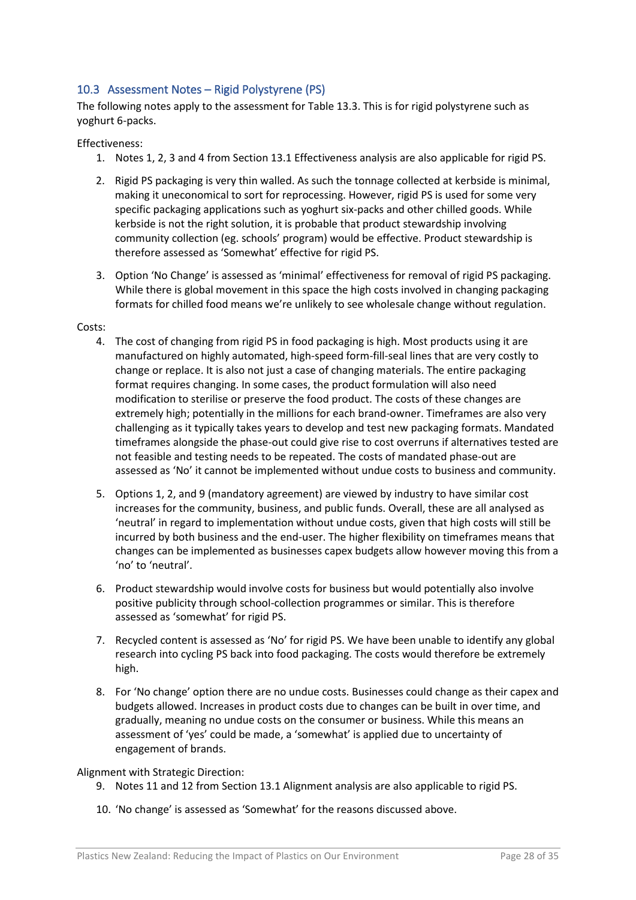## 10.3 Assessment Notes – Rigid Polystyrene (PS)

The following notes apply to the assessment for Table 13.3. This is for rigid polystyrene such as yoghurt 6-packs.

Effectiveness:

1. Notes 1, 2, 3 and 4 from Section 13.1 Effectiveness analysis are also applicable for rigid PS.

2. Rigid PS packaging is very thin walled. As such the tonnage collected at kerbside is minimal, making it uneconomical to sort for reprocessing. However, rigid PS is used for some very specific packaging applications such as yoghurt six-packs and other chilled goods. While kerbside is not the right solution, it is probable that product stewardship involving community collection (eg. schools' program) would be effective. Product stewardship is therefore assessed as 'Somewhat' effective for rigid PS.

3. Option 'No Change' is assessed as 'minimal' effectiveness for removal of rigid PS packaging. While there is global movement in this space the high costs involved in changing packaging formats for chilled food means we're unlikely to see wholesale change without regulation.

Costs:

4. The cost of changing from rigid PS in food packaging is high. Most products using it are manufactured on highly automated, high-speed form-fill-seal lines that are very costly to change or replace. It is also not just a case of changing materials. The entire packaging format requires changing. In some cases, the product formulation will also need modification to sterilise or preserve the food product. The costs of these changes are extremely high; potentially in the millions for each brand-owner. Timeframes are also very challenging as it typically takes years to develop and test new packaging formats. Mandated timeframes alongside the phase-out could give rise to cost overruns if alternatives tested are not feasible and testing needs to be repeated. The costs of mandated phase-out are assessed as 'No' it cannot be implemented without undue costs to business and community.

5. Options 1, 2, and 9 (mandatory agreement) are viewed by industry to have similar cost increases for the community, business, and public funds. Overall, these are all analysed as 'neutral' in regard to implementation without undue costs, given that high costs will still be incurred by both business and the end-user. The higher flexibility on timeframes means that changes can be implemented as businesses capex budgets allow however moving this from a 'no' to 'neutral'.

6. Product stewardship would involve costs for business but would potentially also involve positive publicity through school-collection programmes or similar. This is therefore assessed as 'somewhat' for rigid PS.

7. Recycled content is assessed as 'No' for rigid PS. We have been unable to identify any global research into cycling PS back into food packaging. The costs would therefore be extremely high.

8. For 'No change' option there are no undue costs. Businesses could change as their capex and budgets allowed. Increases in product costs due to changes can be built in over time, and gradually, meaning no undue costs on the consumer or business. While this means an assessment of 'yes' could be made, a 'somewhat' is applied due to uncertainty of engagement of brands.

Alignment with Strategic Direction:

9. Notes 11 and 12 from Section 13.1 Alignment analysis are also applicable to rigid PS.

10. 'No change' is assessed as 'Somewhat' for the reasons discussed above.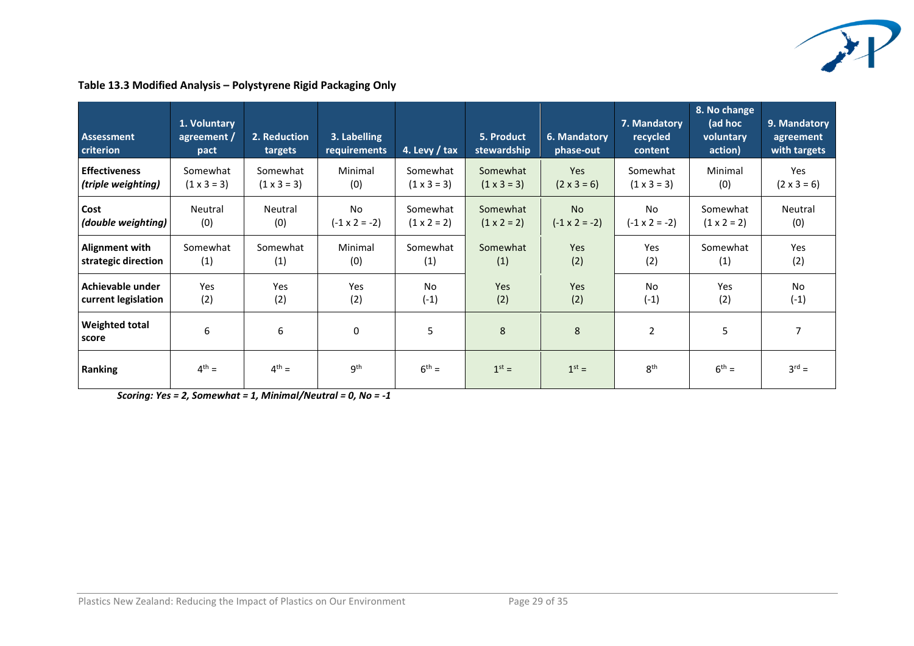**Table 13.3 Modified Analysis – Polystyrene Rigid Packaging Only**

| Assessment criterion | 1. Voluntary agreement / pact | 2. Reduction targets | 3. Labelling requirements | 4. Levy / tax | 5. Product stewardship | 6. Mandatory phase-out | 7. Mandatory recycled content | 8. No change (ad hoc voluntary action) | 9. Mandatory agreement with targets |
|---|---|---|---|---|---|---|---|---|---|
| **Effectiveness** ***(triple weighting)*** | Somewhat (1 x 3 = 3) | Somewhat (1 x 3 = 3) | Minimal (0) | Somewhat (1 x 3 = 3) | Somewhat (1 x 3 = 3) | Yes (2 x 3 = 6) | Somewhat (1 x 3 = 3) | Minimal (0) | Yes (2 x 3 = 6) |
| **Cost** ***(double weighting)*** | Neutral (0) | Neutral (0) | No (-1 x 2 = -2) | Somewhat (1 x 2 = 2) | Somewhat (1 x 2 = 2) | No (-1 x 2 = -2) | No (-1 x 2 = -2) | Somewhat (1 x 2 = 2) | Neutral (0) |
| **Alignment with strategic direction** | Somewhat (1) | Somewhat (1) | Minimal (0) | Somewhat (1) | Somewhat (1) | Yes (2) | Yes (2) | Somewhat (1) | Yes (2) |
| **Achievable under current legislation** | Yes (2) | Yes (2) | Yes (2) | No (-1) | Yes (2) | Yes (2) | No (-1) | Yes (2) | No (-1) |
| **Weighted total score** | 6 | 6 | 0 | 5 | 8 | 8 | 2 | 5 | 7 |
| **Ranking** | 4th = | 4th = | 9th | 6th = | 1st = | 1st = | 8th | 6th = | 3rd = |

***Scoring: Yes = 2, Somewhat = 1, Minimal/Neutral = 0, No = -1***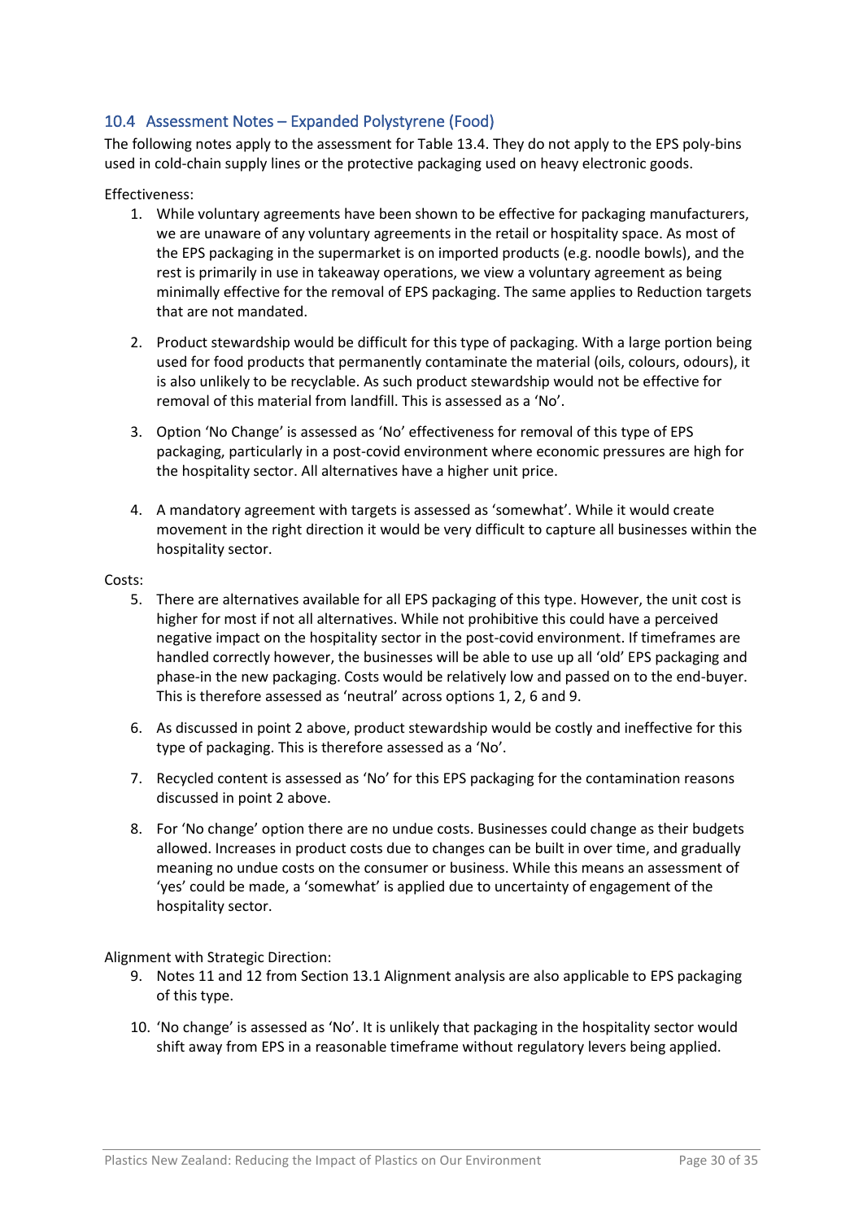## 10.4 Assessment Notes – Expanded Polystyrene (Food)

The following notes apply to the assessment for Table 13.4. They do not apply to the EPS poly-bins used in cold-chain supply lines or the protective packaging used on heavy electronic goods.

Effectiveness:

1. While voluntary agreements have been shown to be effective for packaging manufacturers, we are unaware of any voluntary agreements in the retail or hospitality space. As most of the EPS packaging in the supermarket is on imported products (e.g. noodle bowls), and the rest is primarily in use in takeaway operations, we view a voluntary agreement as being minimally effective for the removal of EPS packaging. The same applies to Reduction targets that are not mandated.

2. Product stewardship would be difficult for this type of packaging. With a large portion being used for food products that permanently contaminate the material (oils, colours, odours), it is also unlikely to be recyclable. As such product stewardship would not be effective for removal of this material from landfill. This is assessed as a 'No'.

3. Option 'No Change' is assessed as 'No' effectiveness for removal of this type of EPS packaging, particularly in a post-covid environment where economic pressures are high for the hospitality sector. All alternatives have a higher unit price.

4. A mandatory agreement with targets is assessed as 'somewhat'. While it would create movement in the right direction it would be very difficult to capture all businesses within the hospitality sector.

Costs:

5. There are alternatives available for all EPS packaging of this type. However, the unit cost is higher for most if not all alternatives. While not prohibitive this could have a perceived negative impact on the hospitality sector in the post-covid environment. If timeframes are handled correctly however, the businesses will be able to use up all 'old' EPS packaging and phase-in the new packaging. Costs would be relatively low and passed on to the end-buyer. This is therefore assessed as 'neutral' across options 1, 2, 6 and 9.

6. As discussed in point 2 above, product stewardship would be costly and ineffective for this type of packaging. This is therefore assessed as a 'No'.

7. Recycled content is assessed as 'No' for this EPS packaging for the contamination reasons discussed in point 2 above.

8. For 'No change' option there are no undue costs. Businesses could change as their budgets allowed. Increases in product costs due to changes can be built in over time, and gradually meaning no undue costs on the consumer or business. While this means an assessment of 'yes' could be made, a 'somewhat' is applied due to uncertainty of engagement of the hospitality sector.

Alignment with Strategic Direction:

9. Notes 11 and 12 from Section 13.1 Alignment analysis are also applicable to EPS packaging of this type.

10. 'No change' is assessed as 'No'. It is unlikely that packaging in the hospitality sector would shift away from EPS in a reasonable timeframe without regulatory levers being applied.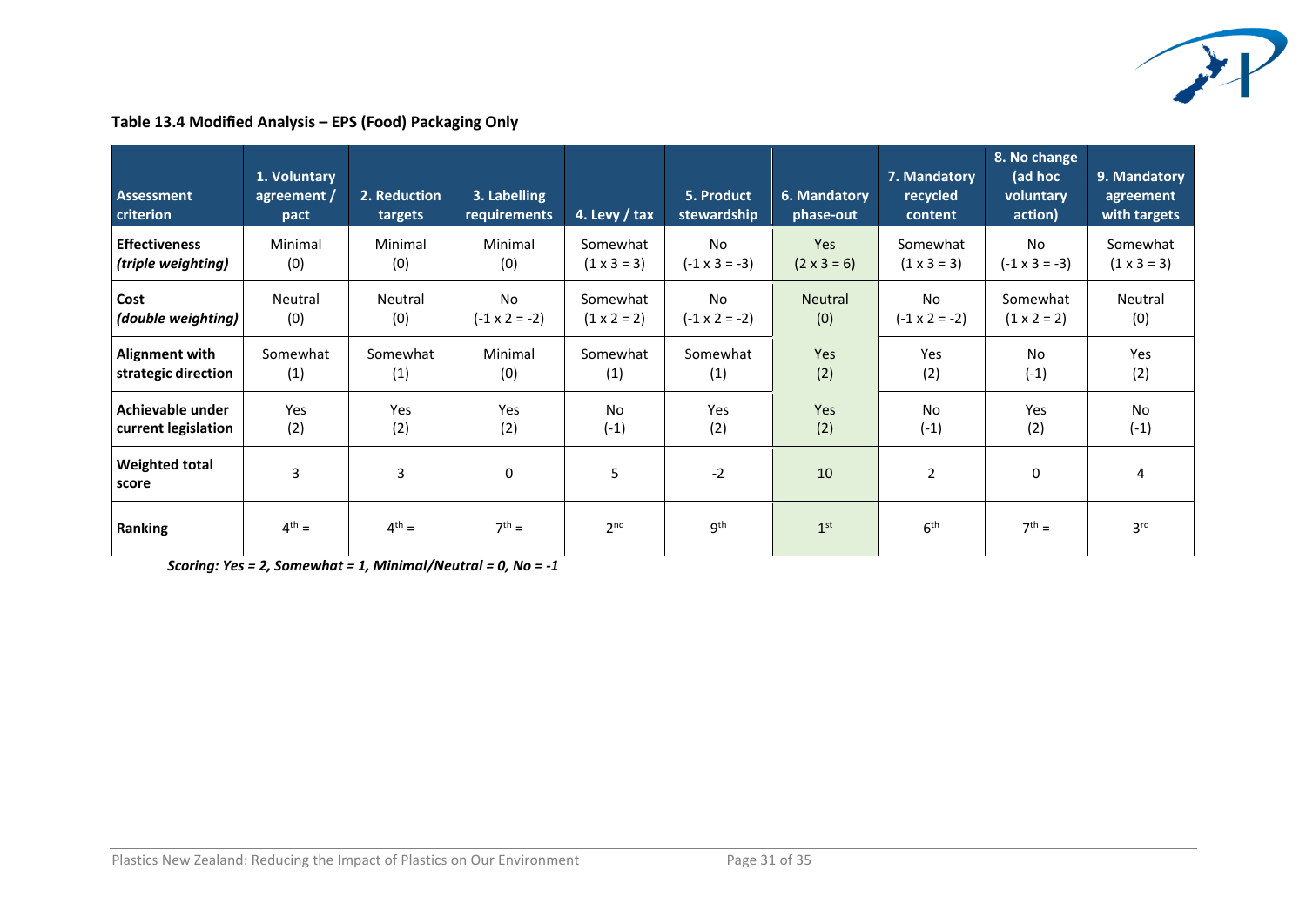**Table 13.4 Modified Analysis – EPS (Food) Packaging Only**

| Assessment criterion | 1. Voluntary agreement / pact | 2. Reduction targets | 3. Labelling requirements | 4. Levy / tax | 5. Product stewardship | 6. Mandatory phase-out | 7. Mandatory recycled content | 8. No change (ad hoc voluntary action) | 9. Mandatory agreement with targets |
|---|---|---|---|---|---|---|---|---|---|
| **Effectiveness** ***(triple weighting)*** | Minimal (0) | Minimal (0) | Minimal (0) | Somewhat (1 x 3 = 3) | No (-1 x 3 = -3) | Yes (2 x 3 = 6) | Somewhat (1 x 3 = 3) | No (-1 x 3 = -3) | Somewhat (1 x 3 = 3) |
| **Cost** ***(double weighting)*** | Neutral (0) | Neutral (0) | No (-1 x 2 = -2) | Somewhat (1 x 2 = 2) | No (-1 x 2 = -2) | Neutral (0) | No (-1 x 2 = -2) | Somewhat (1 x 2 = 2) | Neutral (0) |
| **Alignment with strategic direction** | Somewhat (1) | Somewhat (1) | Minimal (0) | Somewhat (1) | Somewhat (1) | Yes (2) | Yes (2) | No (-1) | Yes (2) |
| **Achievable under current legislation** | Yes (2) | Yes (2) | Yes (2) | No (-1) | Yes (2) | Yes (2) | No (-1) | Yes (2) | No (-1) |
| **Weighted total score** | 3 | 3 | 0 | 5 | -2 | 10 | 2 | 0 | 4 |
| **Ranking** | 4th = | 4th = | 7th = | 2nd | 9th | 1st | 6th | 7th = | 3rd |

***Scoring: Yes = 2, Somewhat = 1, Minimal/Neutral = 0, No = -1***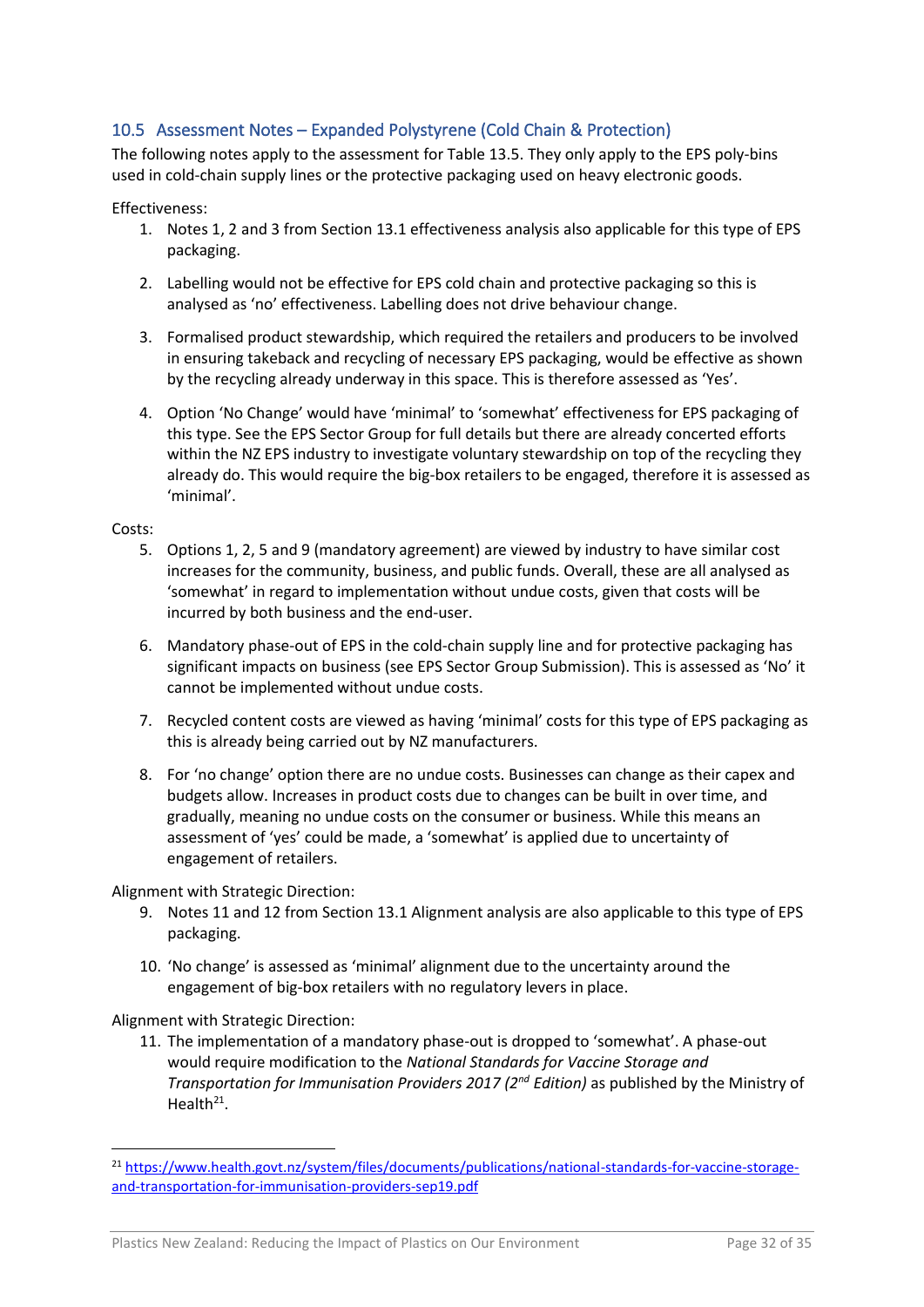## 10.5 Assessment Notes – Expanded Polystyrene (Cold Chain & Protection)

The following notes apply to the assessment for Table 13.5. They only apply to the EPS poly-bins used in cold-chain supply lines or the protective packaging used on heavy electronic goods.

Effectiveness:

1. Notes 1, 2 and 3 from Section 13.1 effectiveness analysis also applicable for this type of EPS packaging.

2. Labelling would not be effective for EPS cold chain and protective packaging so this is analysed as 'no' effectiveness. Labelling does not drive behaviour change.

3. Formalised product stewardship, which required the retailers and producers to be involved in ensuring takeback and recycling of necessary EPS packaging, would be effective as shown by the recycling already underway in this space. This is therefore assessed as 'Yes'.

4. Option 'No Change' would have 'minimal' to 'somewhat' effectiveness for EPS packaging of this type. See the EPS Sector Group for full details but there are already concerted efforts within the NZ EPS industry to investigate voluntary stewardship on top of the recycling they already do. This would require the big-box retailers to be engaged, therefore it is assessed as 'minimal'.

Costs:

5. Options 1, 2, 5 and 9 (mandatory agreement) are viewed by industry to have similar cost increases for the community, business, and public funds. Overall, these are all analysed as 'somewhat' in regard to implementation without undue costs, given that costs will be incurred by both business and the end-user.

6. Mandatory phase-out of EPS in the cold-chain supply line and for protective packaging has significant impacts on business (see EPS Sector Group Submission). This is assessed as 'No' it cannot be implemented without undue costs.

7. Recycled content costs are viewed as having 'minimal' costs for this type of EPS packaging as this is already being carried out by NZ manufacturers.

8. For 'no change' option there are no undue costs. Businesses can change as their capex and budgets allow. Increases in product costs due to changes can be built in over time, and gradually, meaning no undue costs on the consumer or business. While this means an assessment of 'yes' could be made, a 'somewhat' is applied due to uncertainty of engagement of retailers.

Alignment with Strategic Direction:

9. Notes 11 and 12 from Section 13.1 Alignment analysis are also applicable to this type of EPS packaging.

10. 'No change' is assessed as 'minimal' alignment due to the uncertainty around the engagement of big-box retailers with no regulatory levers in place.

Alignment with Strategic Direction:

11. The implementation of a mandatory phase-out is dropped to 'somewhat'. A phase-out would require modification to the *National Standards for Vaccine Storage and Transportation for Immunisation Providers 2017 (2nd Edition)* as published by the Ministry of Health[21].

[21] https://www.health.govt.nz/system/files/documents/publications/national-standards-for-vaccine-storage-and-transportation-for-immunisation-providers-sep19.pdf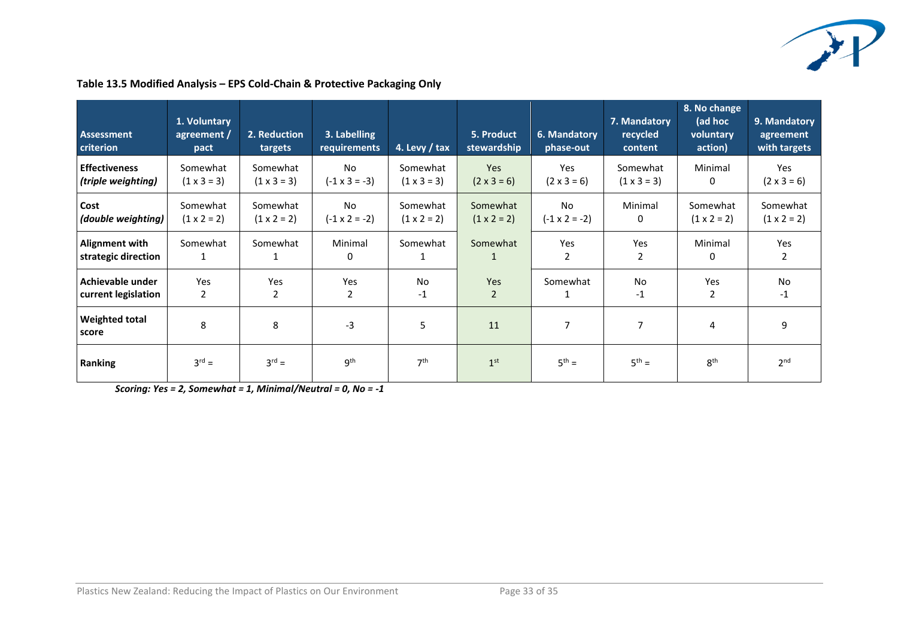**Table 13.5 Modified Analysis – EPS Cold-Chain & Protective Packaging Only**

| Assessment criterion | 1. Voluntary agreement / pact | 2. Reduction targets | 3. Labelling requirements | 4. Levy / tax | 5. Product stewardship | 6. Mandatory phase-out | 7. Mandatory recycled content | 8. No change (ad hoc voluntary action) | 9. Mandatory agreement with targets |
|---|---|---|---|---|---|---|---|---|---|
| **Effectiveness** ***(triple weighting)*** | Somewhat (1 x 3 = 3) | Somewhat (1 x 3 = 3) | No (-1 x 3 = -3) | Somewhat (1 x 3 = 3) | Yes (2 x 3 = 6) | Yes (2 x 3 = 6) | Somewhat (1 x 3 = 3) | Minimal 0 | Yes (2 x 3 = 6) |
| **Cost** ***(double weighting)*** | Somewhat (1 x 2 = 2) | Somewhat (1 x 2 = 2) | No (-1 x 2 = -2) | Somewhat (1 x 2 = 2) | Somewhat (1 x 2 = 2) | No (-1 x 2 = -2) | Minimal 0 | Somewhat (1 x 2 = 2) | Somewhat (1 x 2 = 2) |
| **Alignment with strategic direction** | Somewhat 1 | Somewhat 1 | Minimal 0 | Somewhat 1 | Somewhat 1 | Yes 2 | Yes 2 | Minimal 0 | Yes 2 |
| **Achievable under current legislation** | Yes 2 | Yes 2 | Yes 2 | No -1 | Yes 2 | Somewhat 1 | No -1 | Yes 2 | No -1 |
| **Weighted total score** | 8 | 8 | -3 | 5 | 11 | 7 | 7 | 4 | 9 |
| **Ranking** | 3rd = | 3rd = | 9th | 7th | 1st | 5th = | 5th = | 8th | 2nd |

***Scoring: Yes = 2, Somewhat = 1, Minimal/Neutral = 0, No = -1***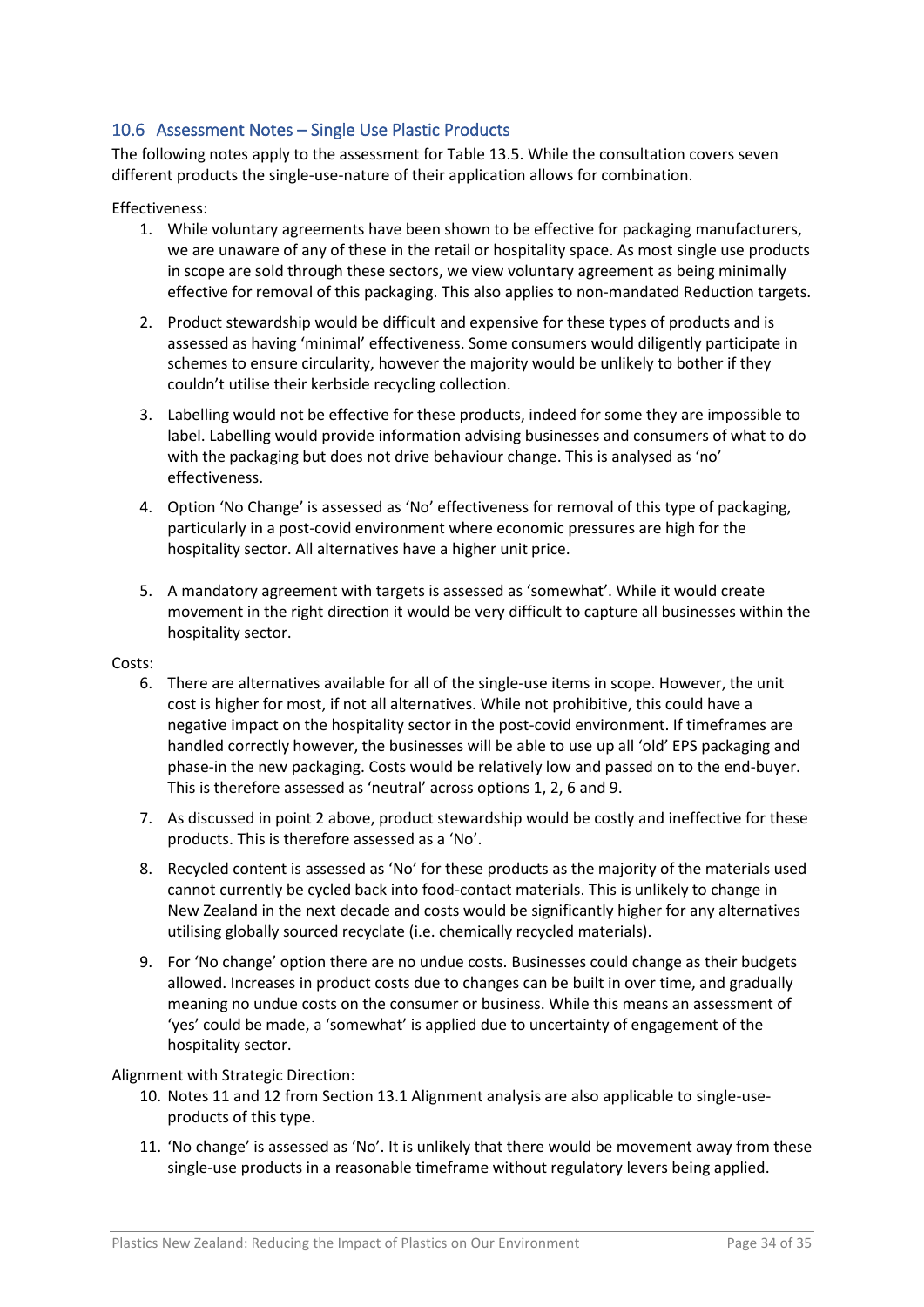## 10.6 Assessment Notes – Single Use Plastic Products

The following notes apply to the assessment for Table 13.5. While the consultation covers seven different products the single-use-nature of their application allows for combination.

Effectiveness:

1. While voluntary agreements have been shown to be effective for packaging manufacturers, we are unaware of any of these in the retail or hospitality space. As most single use products in scope are sold through these sectors, we view voluntary agreement as being minimally effective for removal of this packaging. This also applies to non-mandated Reduction targets.

2. Product stewardship would be difficult and expensive for these types of products and is assessed as having 'minimal' effectiveness. Some consumers would diligently participate in schemes to ensure circularity, however the majority would be unlikely to bother if they couldn't utilise their kerbside recycling collection.

3. Labelling would not be effective for these products, indeed for some they are impossible to label. Labelling would provide information advising businesses and consumers of what to do with the packaging but does not drive behaviour change. This is analysed as 'no' effectiveness.

4. Option 'No Change' is assessed as 'No' effectiveness for removal of this type of packaging, particularly in a post-covid environment where economic pressures are high for the hospitality sector. All alternatives have a higher unit price.

5. A mandatory agreement with targets is assessed as 'somewhat'. While it would create movement in the right direction it would be very difficult to capture all businesses within the hospitality sector.

Costs:

6. There are alternatives available for all of the single-use items in scope. However, the unit cost is higher for most, if not all alternatives. While not prohibitive, this could have a negative impact on the hospitality sector in the post-covid environment. If timeframes are handled correctly however, the businesses will be able to use up all 'old' EPS packaging and phase-in the new packaging. Costs would be relatively low and passed on to the end-buyer. This is therefore assessed as 'neutral' across options 1, 2, 6 and 9.

7. As discussed in point 2 above, product stewardship would be costly and ineffective for these products. This is therefore assessed as a 'No'.

8. Recycled content is assessed as 'No' for these products as the majority of the materials used cannot currently be cycled back into food-contact materials. This is unlikely to change in New Zealand in the next decade and costs would be significantly higher for any alternatives utilising globally sourced recyclate (i.e. chemically recycled materials).

9. For 'No change' option there are no undue costs. Businesses could change as their budgets allowed. Increases in product costs due to changes can be built in over time, and gradually meaning no undue costs on the consumer or business. While this means an assessment of 'yes' could be made, a 'somewhat' is applied due to uncertainty of engagement of the hospitality sector.

Alignment with Strategic Direction:

10. Notes 11 and 12 from Section 13.1 Alignment analysis are also applicable to single-use-products of this type.

11. 'No change' is assessed as 'No'. It is unlikely that there would be movement away from these single-use products in a reasonable timeframe without regulatory levers being applied.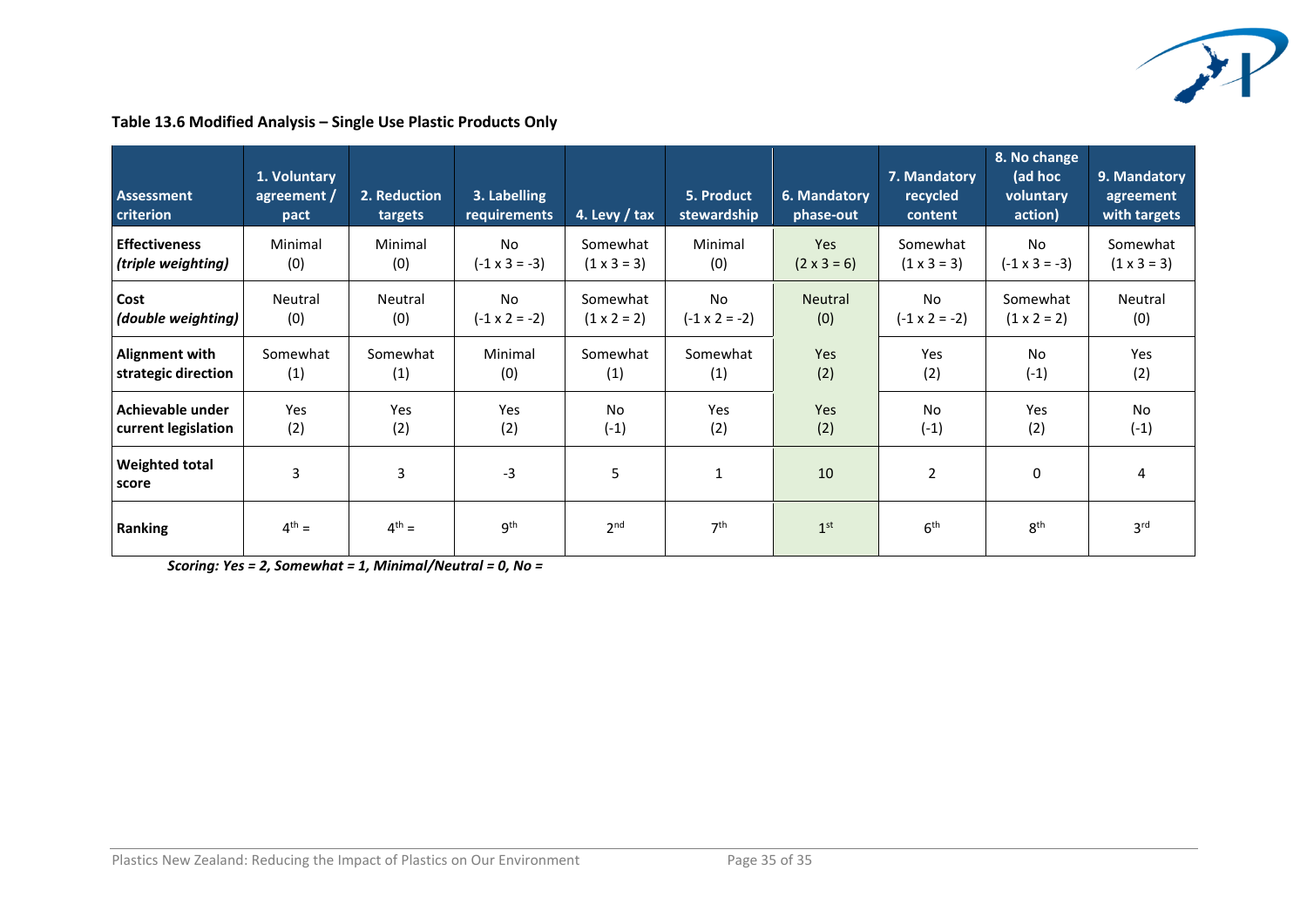**Table 13.6 Modified Analysis – Single Use Plastic Products Only**

| Assessment criterion | 1. Voluntary agreement / pact | 2. Reduction targets | 3. Labelling requirements | 4. Levy / tax | 5. Product stewardship | 6. Mandatory phase-out | 7. Mandatory recycled content | 8. No change (ad hoc voluntary action) | 9. Mandatory agreement with targets |
|---|---|---|---|---|---|---|---|---|---|
| **Effectiveness** ***(triple weighting)*** | Minimal (0) | Minimal (0) | No (-1 x 3 = -3) | Somewhat (1 x 3 = 3) | Minimal (0) | Yes (2 x 3 = 6) | Somewhat (1 x 3 = 3) | No (-1 x 3 = -3) | Somewhat (1 x 3 = 3) |
| **Cost** ***(double weighting)*** | Neutral (0) | Neutral (0) | No (-1 x 2 = -2) | Somewhat (1 x 2 = 2) | No (-1 x 2 = -2) | Neutral (0) | No (-1 x 2 = -2) | Somewhat (1 x 2 = 2) | Neutral (0) |
| **Alignment with strategic direction** | Somewhat (1) | Somewhat (1) | Minimal (0) | Somewhat (1) | Somewhat (1) | Yes (2) | Yes (2) | No (-1) | Yes (2) |
| **Achievable under current legislation** | Yes (2) | Yes (2) | Yes (2) | No (-1) | Yes (2) | Yes (2) | No (-1) | Yes (2) | No (-1) |
| **Weighted total score** | 3 | 3 | -3 | 5 | 1 | 10 | 2 | 0 | 4 |
| **Ranking** | 4th = | 4th = | 9th | 2nd | 7th | 1st | 6th | 8th | 3rd |

***Scoring: Yes = 2, Somewhat = 1, Minimal/Neutral = 0, No =***